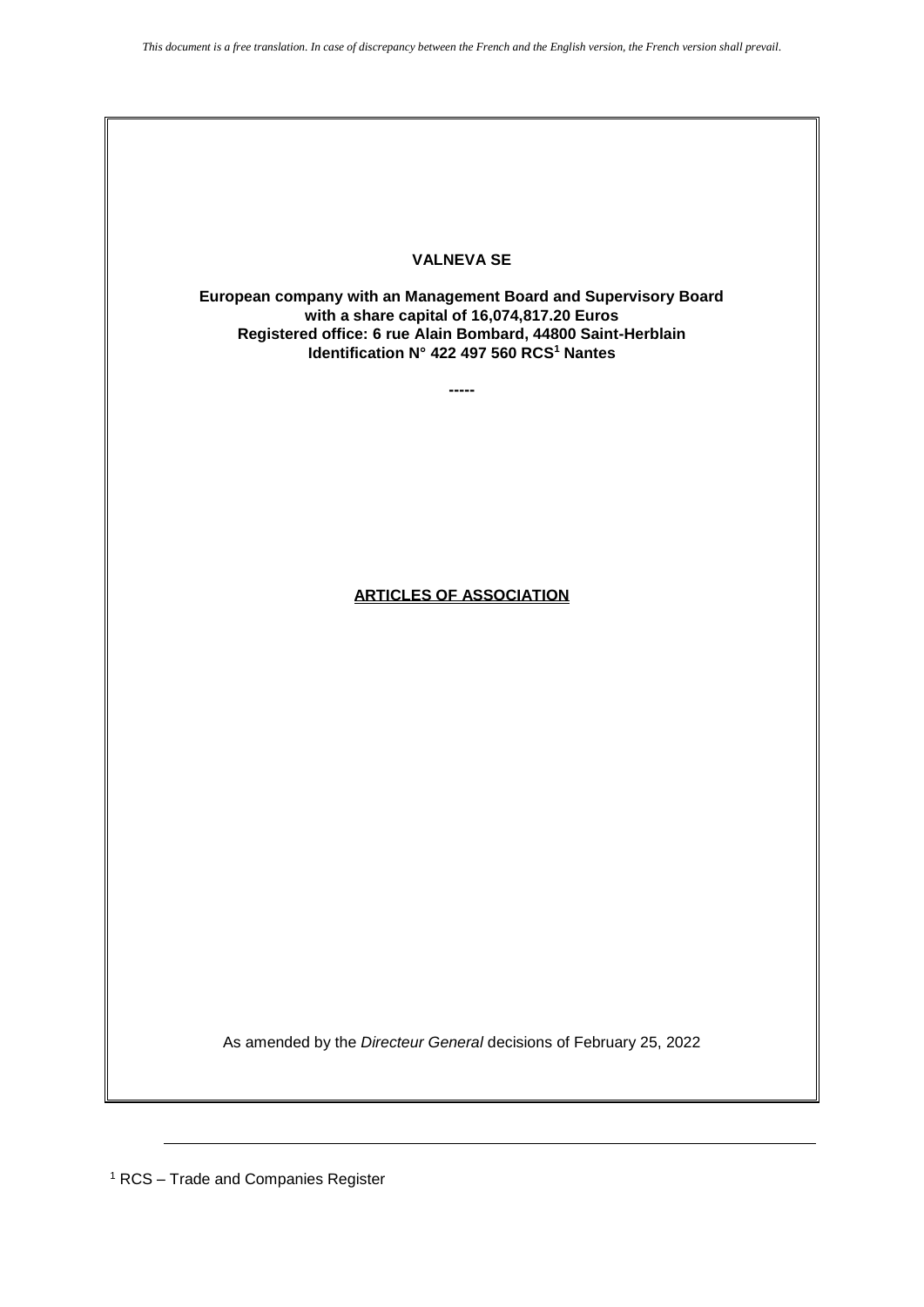*This document is a free translation. In case of discrepancy between the French and the English version, the French version shall prevail.*

# VALNEVA SE

**European company with an Management Board and Supervisory Board**
**with a share capital of 16,074,817.20 Euros**
**Registered office: 6 rue Alain Bombard, 44800 Saint-Herblain**
**Identification N° 422 497 560 RCS[1] Nantes**

-----

## ARTICLES OF ASSOCIATION

As amended by the *Directeur General* decisions of February 25, 2022

---

[1] RCS – Trade and Companies Register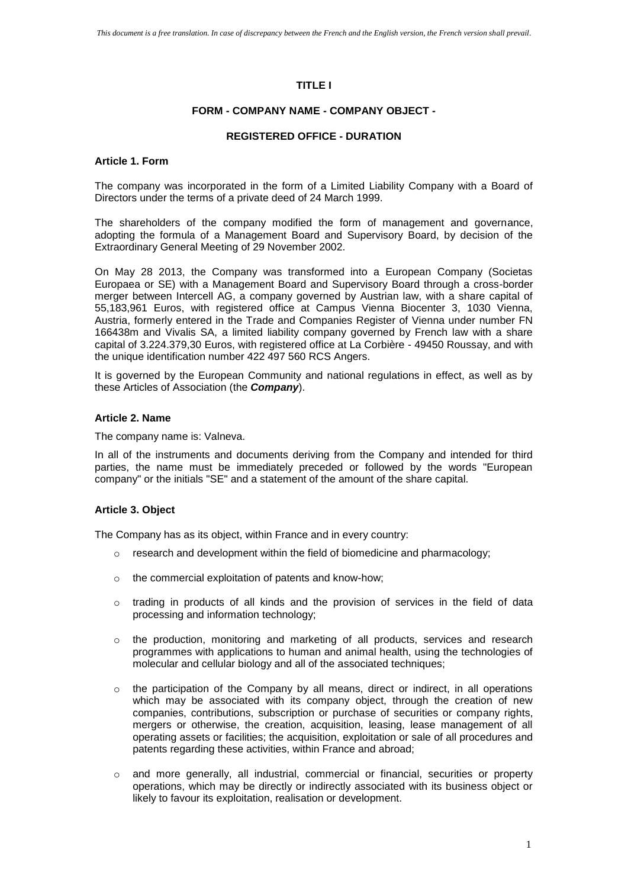*This document is a free translation. In case of discrepancy between the French and the English version, the French version shall prevail.*

# TITLE I

## FORM - COMPANY NAME - COMPANY OBJECT -

## REGISTERED OFFICE - DURATION

### Article 1. Form

The company was incorporated in the form of a Limited Liability Company with a Board of Directors under the terms of a private deed of 24 March 1999.

The shareholders of the company modified the form of management and governance, adopting the formula of a Management Board and Supervisory Board, by decision of the Extraordinary General Meeting of 29 November 2002.

On May 28 2013, the Company was transformed into a European Company (Societas Europaea or SE) with a Management Board and Supervisory Board through a cross-border merger between Intercell AG, a company governed by Austrian law, with a share capital of 55,183,961 Euros, with registered office at Campus Vienna Biocenter 3, 1030 Vienna, Austria, formerly entered in the Trade and Companies Register of Vienna under number FN 166438m and Vivalis SA, a limited liability company governed by French law with a share capital of 3.224.379,30 Euros, with registered office at La Corbière - 49450 Roussay, and with the unique identification number 422 497 560 RCS Angers.

It is governed by the European Community and national regulations in effect, as well as by these Articles of Association (the ***Company***).

### Article 2. Name

The company name is: Valneva.

In all of the instruments and documents deriving from the Company and intended for third parties, the name must be immediately preceded or followed by the words "European company" or the initials "SE" and a statement of the amount of the share capital.

### Article 3. Object

The Company has as its object, within France and in every country:

- research and development within the field of biomedicine and pharmacology;
- the commercial exploitation of patents and know-how;
- trading in products of all kinds and the provision of services in the field of data processing and information technology;
- the production, monitoring and marketing of all products, services and research programmes with applications to human and animal health, using the technologies of molecular and cellular biology and all of the associated techniques;
- the participation of the Company by all means, direct or indirect, in all operations which may be associated with its company object, through the creation of new companies, contributions, subscription or purchase of securities or company rights, mergers or otherwise, the creation, acquisition, leasing, lease management of all operating assets or facilities; the acquisition, exploitation or sale of all procedures and patents regarding these activities, within France and abroad;
- and more generally, all industrial, commercial or financial, securities or property operations, which may be directly or indirectly associated with its business object or likely to favour its exploitation, realisation or development.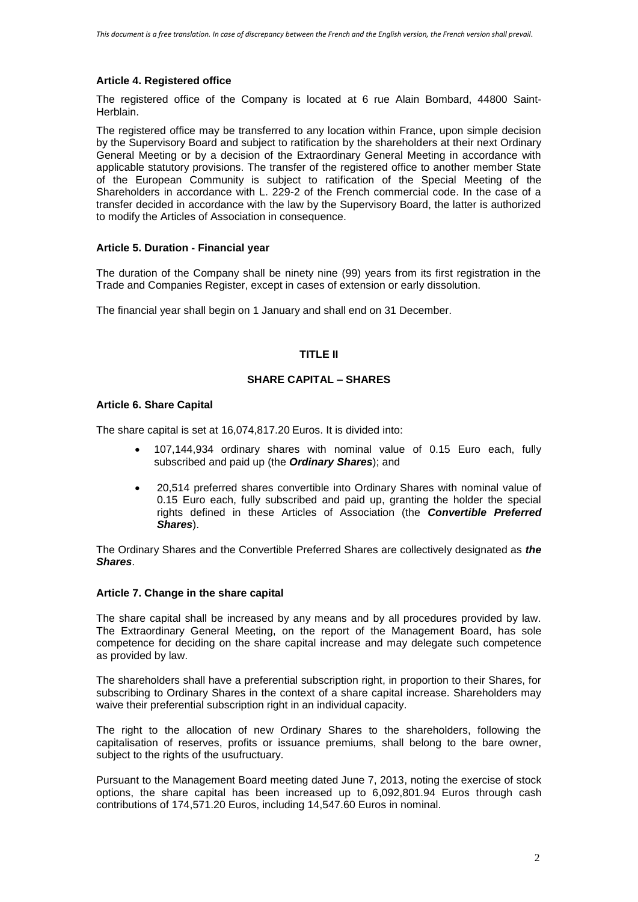### Article 4. Registered office

The registered office of the Company is located at 6 rue Alain Bombard, 44800 Saint-Herblain.

The registered office may be transferred to any location within France, upon simple decision by the Supervisory Board and subject to ratification by the shareholders at their next Ordinary General Meeting or by a decision of the Extraordinary General Meeting in accordance with applicable statutory provisions. The transfer of the registered office to another member State of the European Community is subject to ratification of the Special Meeting of the Shareholders in accordance with L. 229-2 of the French commercial code. In the case of a transfer decided in accordance with the law by the Supervisory Board, the latter is authorized to modify the Articles of Association in consequence.

### Article 5. Duration - Financial year

The duration of the Company shall be ninety nine (99) years from its first registration in the Trade and Companies Register, except in cases of extension or early dissolution.

The financial year shall begin on 1 January and shall end on 31 December.

## TITLE II

## SHARE CAPITAL – SHARES

### Article 6. Share Capital

The share capital is set at 16,074,817.20 Euros. It is divided into:

- 107,144,934 ordinary shares with nominal value of 0.15 Euro each, fully subscribed and paid up (the ***Ordinary Shares***); and
- 20,514 preferred shares convertible into Ordinary Shares with nominal value of 0.15 Euro each, fully subscribed and paid up, granting the holder the special rights defined in these Articles of Association (the ***Convertible Preferred Shares***).

The Ordinary Shares and the Convertible Preferred Shares are collectively designated as ***the Shares***.

### Article 7. Change in the share capital

The share capital shall be increased by any means and by all procedures provided by law. The Extraordinary General Meeting, on the report of the Management Board, has sole competence for deciding on the share capital increase and may delegate such competence as provided by law.

The shareholders shall have a preferential subscription right, in proportion to their Shares, for subscribing to Ordinary Shares in the context of a share capital increase. Shareholders may waive their preferential subscription right in an individual capacity.

The right to the allocation of new Ordinary Shares to the shareholders, following the capitalisation of reserves, profits or issuance premiums, shall belong to the bare owner, subject to the rights of the usufructuary.

Pursuant to the Management Board meeting dated June 7, 2013, noting the exercise of stock options, the share capital has been increased up to 6,092,801.94 Euros through cash contributions of 174,571.20 Euros, including 14,547.60 Euros in nominal.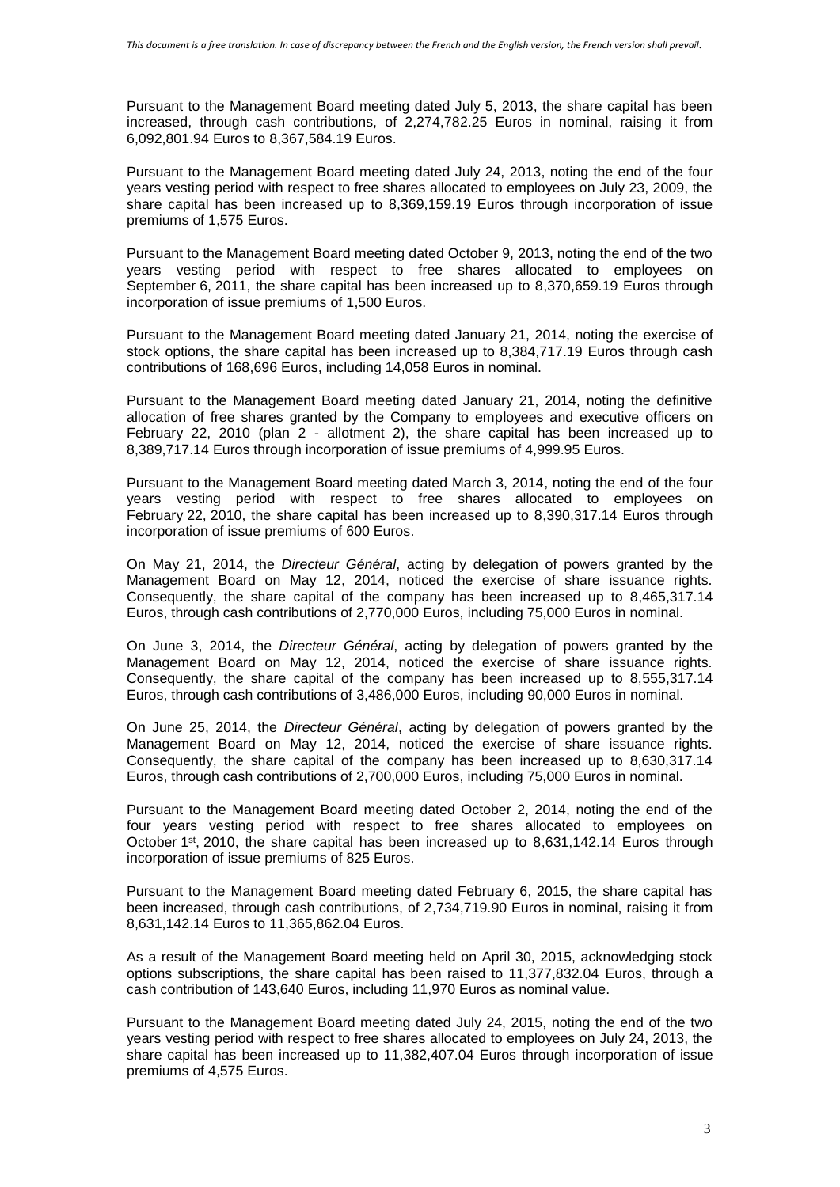Pursuant to the Management Board meeting dated July 5, 2013, the share capital has been increased, through cash contributions, of 2,274,782.25 Euros in nominal, raising it from 6,092,801.94 Euros to 8,367,584.19 Euros.

Pursuant to the Management Board meeting dated July 24, 2013, noting the end of the four years vesting period with respect to free shares allocated to employees on July 23, 2009, the share capital has been increased up to 8,369,159.19 Euros through incorporation of issue premiums of 1,575 Euros.

Pursuant to the Management Board meeting dated October 9, 2013, noting the end of the two years vesting period with respect to free shares allocated to employees on September 6, 2011, the share capital has been increased up to 8,370,659.19 Euros through incorporation of issue premiums of 1,500 Euros.

Pursuant to the Management Board meeting dated January 21, 2014, noting the exercise of stock options, the share capital has been increased up to 8,384,717.19 Euros through cash contributions of 168,696 Euros, including 14,058 Euros in nominal.

Pursuant to the Management Board meeting dated January 21, 2014, noting the definitive allocation of free shares granted by the Company to employees and executive officers on February 22, 2010 (plan 2 - allotment 2), the share capital has been increased up to 8,389,717.14 Euros through incorporation of issue premiums of 4,999.95 Euros.

Pursuant to the Management Board meeting dated March 3, 2014, noting the end of the four years vesting period with respect to free shares allocated to employees on February 22, 2010, the share capital has been increased up to 8,390,317.14 Euros through incorporation of issue premiums of 600 Euros.

On May 21, 2014, the *Directeur Général*, acting by delegation of powers granted by the Management Board on May 12, 2014, noticed the exercise of share issuance rights. Consequently, the share capital of the company has been increased up to 8,465,317.14 Euros, through cash contributions of 2,770,000 Euros, including 75,000 Euros in nominal.

On June 3, 2014, the *Directeur Général*, acting by delegation of powers granted by the Management Board on May 12, 2014, noticed the exercise of share issuance rights. Consequently, the share capital of the company has been increased up to 8,555,317.14 Euros, through cash contributions of 3,486,000 Euros, including 90,000 Euros in nominal.

On June 25, 2014, the *Directeur Général*, acting by delegation of powers granted by the Management Board on May 12, 2014, noticed the exercise of share issuance rights. Consequently, the share capital of the company has been increased up to 8,630,317.14 Euros, through cash contributions of 2,700,000 Euros, including 75,000 Euros in nominal.

Pursuant to the Management Board meeting dated October 2, 2014, noting the end of the four years vesting period with respect to free shares allocated to employees on October 1st, 2010, the share capital has been increased up to 8,631,142.14 Euros through incorporation of issue premiums of 825 Euros.

Pursuant to the Management Board meeting dated February 6, 2015, the share capital has been increased, through cash contributions, of 2,734,719.90 Euros in nominal, raising it from 8,631,142.14 Euros to 11,365,862.04 Euros.

As a result of the Management Board meeting held on April 30, 2015, acknowledging stock options subscriptions, the share capital has been raised to 11,377,832.04 Euros, through a cash contribution of 143,640 Euros, including 11,970 Euros as nominal value.

Pursuant to the Management Board meeting dated July 24, 2015, noting the end of the two years vesting period with respect to free shares allocated to employees on July 24, 2013, the share capital has been increased up to 11,382,407.04 Euros through incorporation of issue premiums of 4,575 Euros.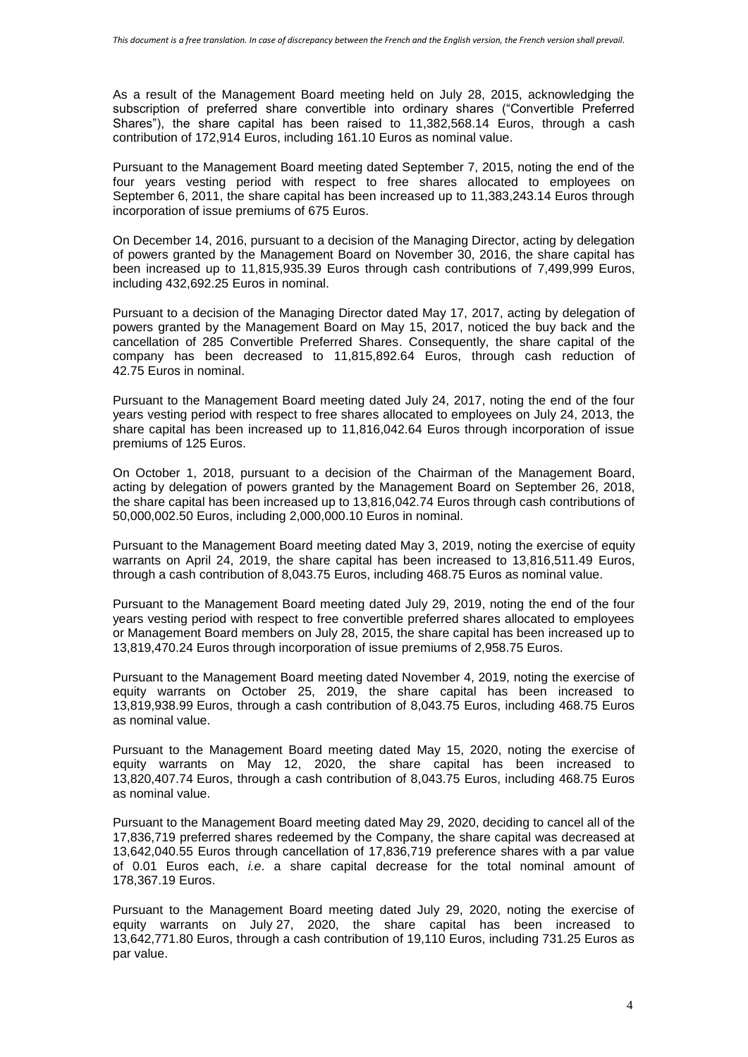As a result of the Management Board meeting held on July 28, 2015, acknowledging the subscription of preferred share convertible into ordinary shares ("Convertible Preferred Shares"), the share capital has been raised to 11,382,568.14 Euros, through a cash contribution of 172,914 Euros, including 161.10 Euros as nominal value.

Pursuant to the Management Board meeting dated September 7, 2015, noting the end of the four years vesting period with respect to free shares allocated to employees on September 6, 2011, the share capital has been increased up to 11,383,243.14 Euros through incorporation of issue premiums of 675 Euros.

On December 14, 2016, pursuant to a decision of the Managing Director, acting by delegation of powers granted by the Management Board on November 30, 2016, the share capital has been increased up to 11,815,935.39 Euros through cash contributions of 7,499,999 Euros, including 432,692.25 Euros in nominal.

Pursuant to a decision of the Managing Director dated May 17, 2017, acting by delegation of powers granted by the Management Board on May 15, 2017, noticed the buy back and the cancellation of 285 Convertible Preferred Shares. Consequently, the share capital of the company has been decreased to 11,815,892.64 Euros, through cash reduction of 42.75 Euros in nominal.

Pursuant to the Management Board meeting dated July 24, 2017, noting the end of the four years vesting period with respect to free shares allocated to employees on July 24, 2013, the share capital has been increased up to 11,816,042.64 Euros through incorporation of issue premiums of 125 Euros.

On October 1, 2018, pursuant to a decision of the Chairman of the Management Board, acting by delegation of powers granted by the Management Board on September 26, 2018, the share capital has been increased up to 13,816,042.74 Euros through cash contributions of 50,000,002.50 Euros, including 2,000,000.10 Euros in nominal.

Pursuant to the Management Board meeting dated May 3, 2019, noting the exercise of equity warrants on April 24, 2019, the share capital has been increased to 13,816,511.49 Euros, through a cash contribution of 8,043.75 Euros, including 468.75 Euros as nominal value.

Pursuant to the Management Board meeting dated July 29, 2019, noting the end of the four years vesting period with respect to free convertible preferred shares allocated to employees or Management Board members on July 28, 2015, the share capital has been increased up to 13,819,470.24 Euros through incorporation of issue premiums of 2,958.75 Euros.

Pursuant to the Management Board meeting dated November 4, 2019, noting the exercise of equity warrants on October 25, 2019, the share capital has been increased to 13,819,938.99 Euros, through a cash contribution of 8,043.75 Euros, including 468.75 Euros as nominal value.

Pursuant to the Management Board meeting dated May 15, 2020, noting the exercise of equity warrants on May 12, 2020, the share capital has been increased to 13,820,407.74 Euros, through a cash contribution of 8,043.75 Euros, including 468.75 Euros as nominal value.

Pursuant to the Management Board meeting dated May 29, 2020, deciding to cancel all of the 17,836,719 preferred shares redeemed by the Company, the share capital was decreased at 13,642,040.55 Euros through cancellation of 17,836,719 preference shares with a par value of 0.01 Euros each, *i.e*. a share capital decrease for the total nominal amount of 178,367.19 Euros.

Pursuant to the Management Board meeting dated July 29, 2020, noting the exercise of equity warrants on July 27, 2020, the share capital has been increased to 13,642,771.80 Euros, through a cash contribution of 19,110 Euros, including 731.25 Euros as par value.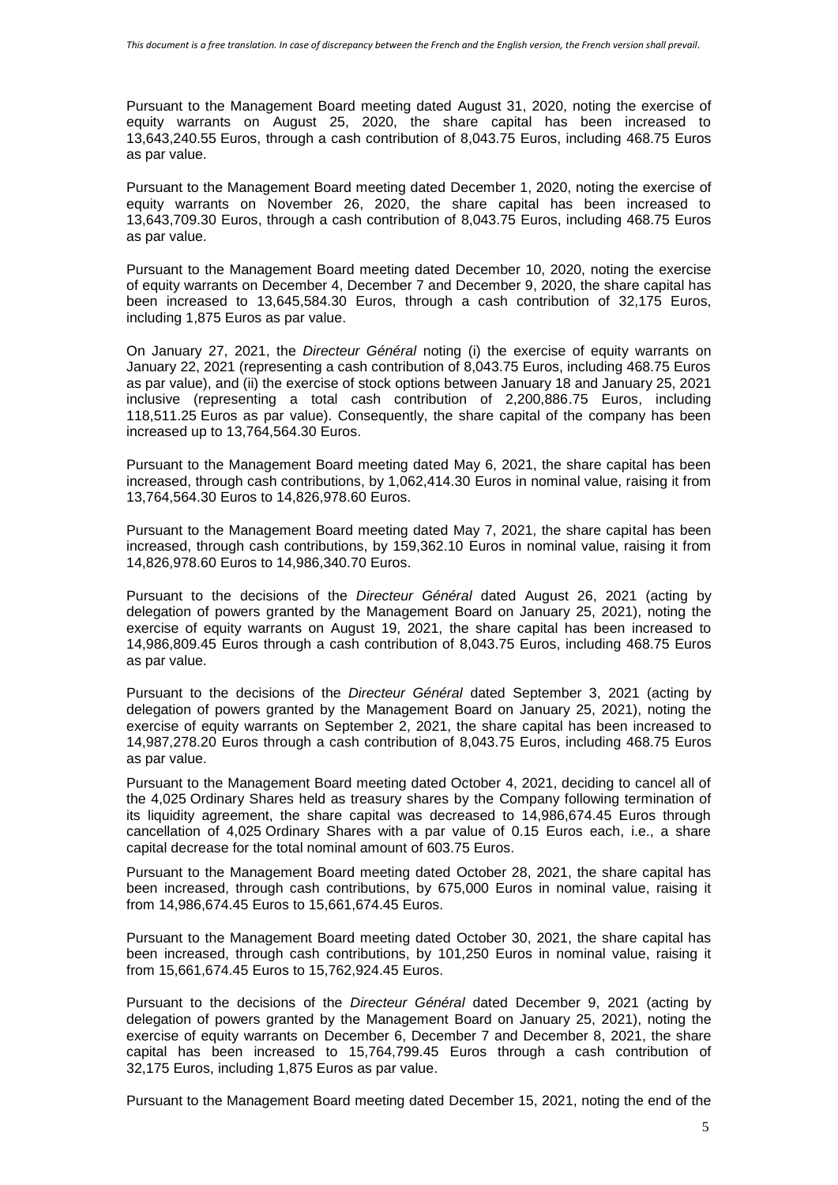Pursuant to the Management Board meeting dated August 31, 2020, noting the exercise of equity warrants on August 25, 2020, the share capital has been increased to 13,643,240.55 Euros, through a cash contribution of 8,043.75 Euros, including 468.75 Euros as par value.

Pursuant to the Management Board meeting dated December 1, 2020, noting the exercise of equity warrants on November 26, 2020, the share capital has been increased to 13,643,709.30 Euros, through a cash contribution of 8,043.75 Euros, including 468.75 Euros as par value.

Pursuant to the Management Board meeting dated December 10, 2020, noting the exercise of equity warrants on December 4, December 7 and December 9, 2020, the share capital has been increased to 13,645,584.30 Euros, through a cash contribution of 32,175 Euros, including 1,875 Euros as par value.

On January 27, 2021, the *Directeur Général* noting (i) the exercise of equity warrants on January 22, 2021 (representing a cash contribution of 8,043.75 Euros, including 468.75 Euros as par value), and (ii) the exercise of stock options between January 18 and January 25, 2021 inclusive (representing a total cash contribution of 2,200,886.75 Euros, including 118,511.25 Euros as par value). Consequently, the share capital of the company has been increased up to 13,764,564.30 Euros.

Pursuant to the Management Board meeting dated May 6, 2021, the share capital has been increased, through cash contributions, by 1,062,414.30 Euros in nominal value, raising it from 13,764,564.30 Euros to 14,826,978.60 Euros.

Pursuant to the Management Board meeting dated May 7, 2021, the share capital has been increased, through cash contributions, by 159,362.10 Euros in nominal value, raising it from 14,826,978.60 Euros to 14,986,340.70 Euros.

Pursuant to the decisions of the *Directeur Général* dated August 26, 2021 (acting by delegation of powers granted by the Management Board on January 25, 2021), noting the exercise of equity warrants on August 19, 2021, the share capital has been increased to 14,986,809.45 Euros through a cash contribution of 8,043.75 Euros, including 468.75 Euros as par value.

Pursuant to the decisions of the *Directeur Général* dated September 3, 2021 (acting by delegation of powers granted by the Management Board on January 25, 2021), noting the exercise of equity warrants on September 2, 2021, the share capital has been increased to 14,987,278.20 Euros through a cash contribution of 8,043.75 Euros, including 468.75 Euros as par value.

Pursuant to the Management Board meeting dated October 4, 2021, deciding to cancel all of the 4,025 Ordinary Shares held as treasury shares by the Company following termination of its liquidity agreement, the share capital was decreased to 14,986,674.45 Euros through cancellation of 4,025 Ordinary Shares with a par value of 0.15 Euros each, i.e., a share capital decrease for the total nominal amount of 603.75 Euros.

Pursuant to the Management Board meeting dated October 28, 2021, the share capital has been increased, through cash contributions, by 675,000 Euros in nominal value, raising it from 14,986,674.45 Euros to 15,661,674.45 Euros.

Pursuant to the Management Board meeting dated October 30, 2021, the share capital has been increased, through cash contributions, by 101,250 Euros in nominal value, raising it from 15,661,674.45 Euros to 15,762,924.45 Euros.

Pursuant to the decisions of the *Directeur Général* dated December 9, 2021 (acting by delegation of powers granted by the Management Board on January 25, 2021), noting the exercise of equity warrants on December 6, December 7 and December 8, 2021, the share capital has been increased to 15,764,799.45 Euros through a cash contribution of 32,175 Euros, including 1,875 Euros as par value.

Pursuant to the Management Board meeting dated December 15, 2021, noting the end of the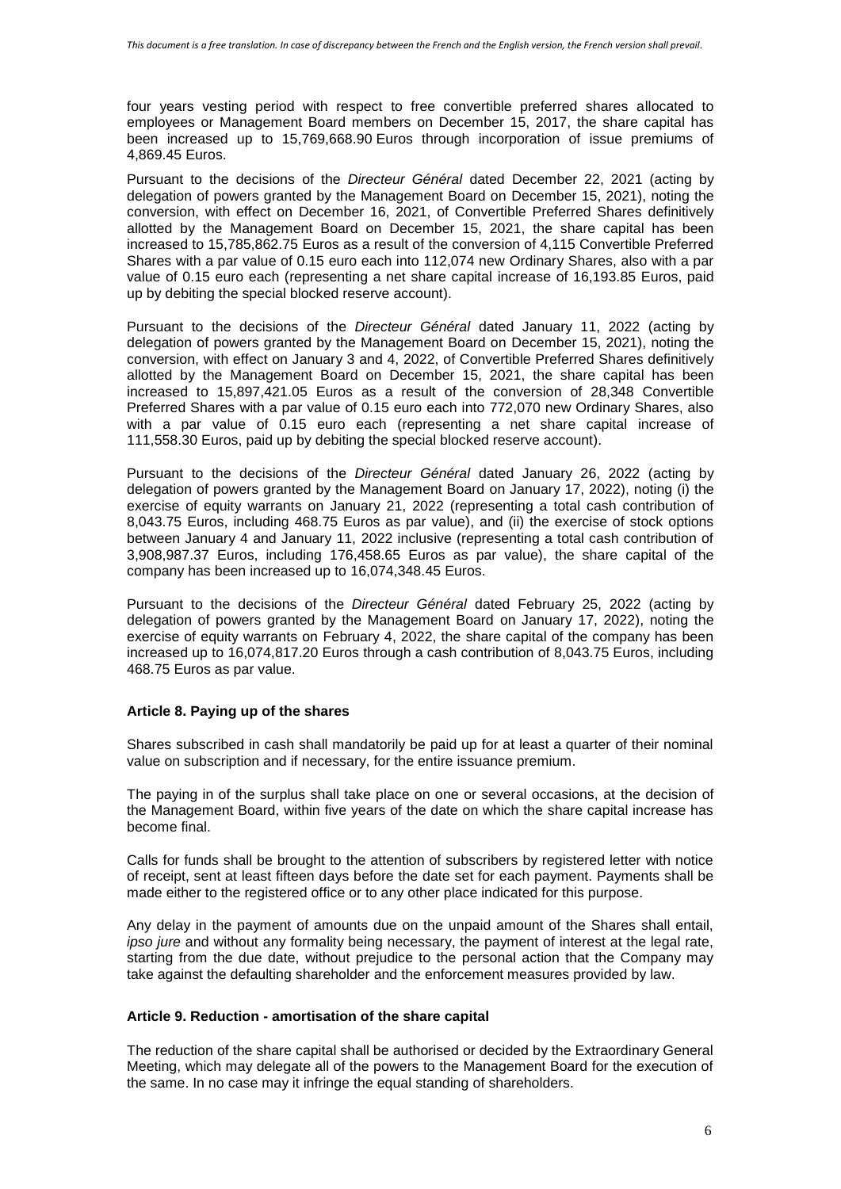four years vesting period with respect to free convertible preferred shares allocated to employees or Management Board members on December 15, 2017, the share capital has been increased up to 15,769,668.90 Euros through incorporation of issue premiums of 4,869.45 Euros.

Pursuant to the decisions of the *Directeur Général* dated December 22, 2021 (acting by delegation of powers granted by the Management Board on December 15, 2021), noting the conversion, with effect on December 16, 2021, of Convertible Preferred Shares definitively allotted by the Management Board on December 15, 2021, the share capital has been increased to 15,785,862.75 Euros as a result of the conversion of 4,115 Convertible Preferred Shares with a par value of 0.15 euro each into 112,074 new Ordinary Shares, also with a par value of 0.15 euro each (representing a net share capital increase of 16,193.85 Euros, paid up by debiting the special blocked reserve account).

Pursuant to the decisions of the *Directeur Général* dated January 11, 2022 (acting by delegation of powers granted by the Management Board on December 15, 2021), noting the conversion, with effect on January 3 and 4, 2022, of Convertible Preferred Shares definitively allotted by the Management Board on December 15, 2021, the share capital has been increased to 15,897,421.05 Euros as a result of the conversion of 28,348 Convertible Preferred Shares with a par value of 0.15 euro each into 772,070 new Ordinary Shares, also with a par value of 0.15 euro each (representing a net share capital increase of 111,558.30 Euros, paid up by debiting the special blocked reserve account).

Pursuant to the decisions of the *Directeur Général* dated January 26, 2022 (acting by delegation of powers granted by the Management Board on January 17, 2022), noting (i) the exercise of equity warrants on January 21, 2022 (representing a total cash contribution of 8,043.75 Euros, including 468.75 Euros as par value), and (ii) the exercise of stock options between January 4 and January 11, 2022 inclusive (representing a total cash contribution of 3,908,987.37 Euros, including 176,458.65 Euros as par value), the share capital of the company has been increased up to 16,074,348.45 Euros.

Pursuant to the decisions of the *Directeur Général* dated February 25, 2022 (acting by delegation of powers granted by the Management Board on January 17, 2022), noting the exercise of equity warrants on February 4, 2022, the share capital of the company has been increased up to 16,074,817.20 Euros through a cash contribution of 8,043.75 Euros, including 468.75 Euros as par value.

#### Article 8. Paying up of the shares

Shares subscribed in cash shall mandatorily be paid up for at least a quarter of their nominal value on subscription and if necessary, for the entire issuance premium.

The paying in of the surplus shall take place on one or several occasions, at the decision of the Management Board, within five years of the date on which the share capital increase has become final.

Calls for funds shall be brought to the attention of subscribers by registered letter with notice of receipt, sent at least fifteen days before the date set for each payment. Payments shall be made either to the registered office or to any other place indicated for this purpose.

Any delay in the payment of amounts due on the unpaid amount of the Shares shall entail, *ipso jure* and without any formality being necessary, the payment of interest at the legal rate, starting from the due date, without prejudice to the personal action that the Company may take against the defaulting shareholder and the enforcement measures provided by law.

#### Article 9. Reduction - amortisation of the share capital

The reduction of the share capital shall be authorised or decided by the Extraordinary General Meeting, which may delegate all of the powers to the Management Board for the execution of the same. In no case may it infringe the equal standing of shareholders.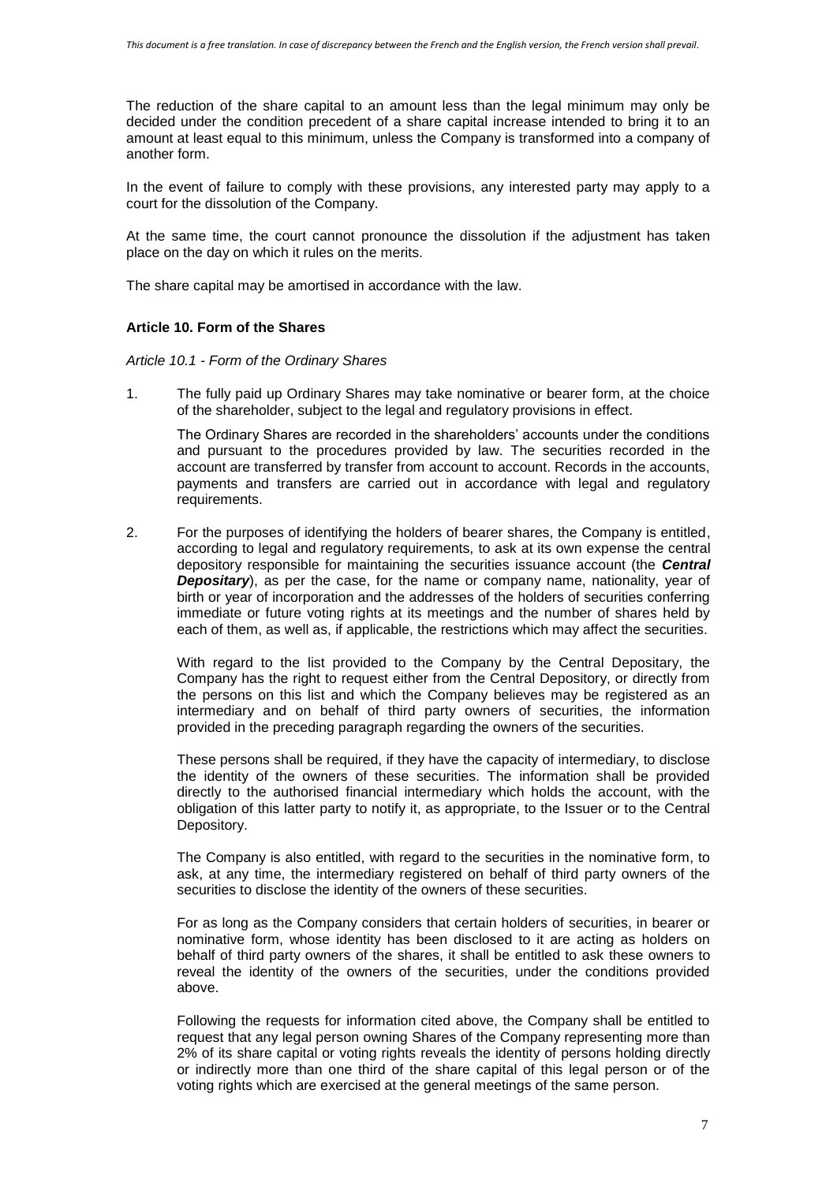The reduction of the share capital to an amount less than the legal minimum may only be decided under the condition precedent of a share capital increase intended to bring it to an amount at least equal to this minimum, unless the Company is transformed into a company of another form.

In the event of failure to comply with these provisions, any interested party may apply to a court for the dissolution of the Company.

At the same time, the court cannot pronounce the dissolution if the adjustment has taken place on the day on which it rules on the merits.

The share capital may be amortised in accordance with the law.

### Article 10. Form of the Shares

*Article 10.1 - Form of the Ordinary Shares*

1. The fully paid up Ordinary Shares may take nominative or bearer form, at the choice of the shareholder, subject to the legal and regulatory provisions in effect.

   The Ordinary Shares are recorded in the shareholders' accounts under the conditions and pursuant to the procedures provided by law. The securities recorded in the account are transferred by transfer from account to account. Records in the accounts, payments and transfers are carried out in accordance with legal and regulatory requirements.

2. For the purposes of identifying the holders of bearer shares, the Company is entitled, according to legal and regulatory requirements, to ask at its own expense the central depository responsible for maintaining the securities issuance account (the ***Central Depositary***), as per the case, for the name or company name, nationality, year of birth or year of incorporation and the addresses of the holders of securities conferring immediate or future voting rights at its meetings and the number of shares held by each of them, as well as, if applicable, the restrictions which may affect the securities.

   With regard to the list provided to the Company by the Central Depositary, the Company has the right to request either from the Central Depository, or directly from the persons on this list and which the Company believes may be registered as an intermediary and on behalf of third party owners of securities, the information provided in the preceding paragraph regarding the owners of the securities.

   These persons shall be required, if they have the capacity of intermediary, to disclose the identity of the owners of these securities. The information shall be provided directly to the authorised financial intermediary which holds the account, with the obligation of this latter party to notify it, as appropriate, to the Issuer or to the Central Depository.

   The Company is also entitled, with regard to the securities in the nominative form, to ask, at any time, the intermediary registered on behalf of third party owners of the securities to disclose the identity of the owners of these securities.

   For as long as the Company considers that certain holders of securities, in bearer or nominative form, whose identity has been disclosed to it are acting as holders on behalf of third party owners of the shares, it shall be entitled to ask these owners to reveal the identity of the owners of the securities, under the conditions provided above.

   Following the requests for information cited above, the Company shall be entitled to request that any legal person owning Shares of the Company representing more than 2% of its share capital or voting rights reveals the identity of persons holding directly or indirectly more than one third of the share capital of this legal person or of the voting rights which are exercised at the general meetings of the same person.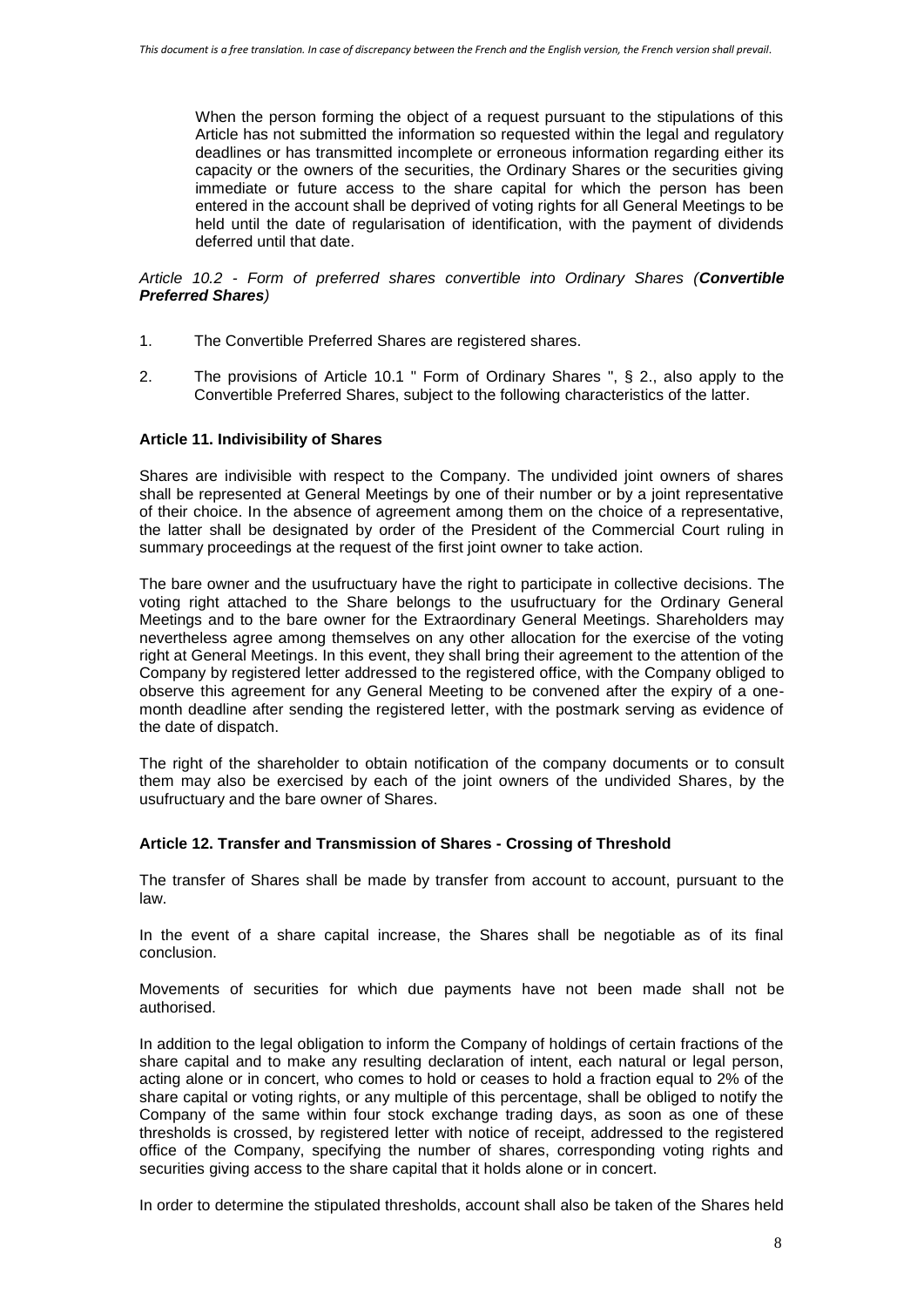When the person forming the object of a request pursuant to the stipulations of this Article has not submitted the information so requested within the legal and regulatory deadlines or has transmitted incomplete or erroneous information regarding either its capacity or the owners of the securities, the Ordinary Shares or the securities giving immediate or future access to the share capital for which the person has been entered in the account shall be deprived of voting rights for all General Meetings to be held until the date of regularisation of identification, with the payment of dividends deferred until that date.

*Article 10.2 - Form of preferred shares convertible into Ordinary Shares (**Convertible Preferred Shares**)*

1. The Convertible Preferred Shares are registered shares.

2. The provisions of Article 10.1 " Form of Ordinary Shares ", § 2., also apply to the Convertible Preferred Shares, subject to the following characteristics of the latter.

**Article 11. Indivisibility of Shares**

Shares are indivisible with respect to the Company. The undivided joint owners of shares shall be represented at General Meetings by one of their number or by a joint representative of their choice. In the absence of agreement among them on the choice of a representative, the latter shall be designated by order of the President of the Commercial Court ruling in summary proceedings at the request of the first joint owner to take action.

The bare owner and the usufructuary have the right to participate in collective decisions. The voting right attached to the Share belongs to the usufructuary for the Ordinary General Meetings and to the bare owner for the Extraordinary General Meetings. Shareholders may nevertheless agree among themselves on any other allocation for the exercise of the voting right at General Meetings. In this event, they shall bring their agreement to the attention of the Company by registered letter addressed to the registered office, with the Company obliged to observe this agreement for any General Meeting to be convened after the expiry of a one-month deadline after sending the registered letter, with the postmark serving as evidence of the date of dispatch.

The right of the shareholder to obtain notification of the company documents or to consult them may also be exercised by each of the joint owners of the undivided Shares, by the usufructuary and the bare owner of Shares.

**Article 12. Transfer and Transmission of Shares - Crossing of Threshold**

The transfer of Shares shall be made by transfer from account to account, pursuant to the law.

In the event of a share capital increase, the Shares shall be negotiable as of its final conclusion.

Movements of securities for which due payments have not been made shall not be authorised.

In addition to the legal obligation to inform the Company of holdings of certain fractions of the share capital and to make any resulting declaration of intent, each natural or legal person, acting alone or in concert, who comes to hold or ceases to hold a fraction equal to 2% of the share capital or voting rights, or any multiple of this percentage, shall be obliged to notify the Company of the same within four stock exchange trading days, as soon as one of these thresholds is crossed, by registered letter with notice of receipt, addressed to the registered office of the Company, specifying the number of shares, corresponding voting rights and securities giving access to the share capital that it holds alone or in concert.

In order to determine the stipulated thresholds, account shall also be taken of the Shares held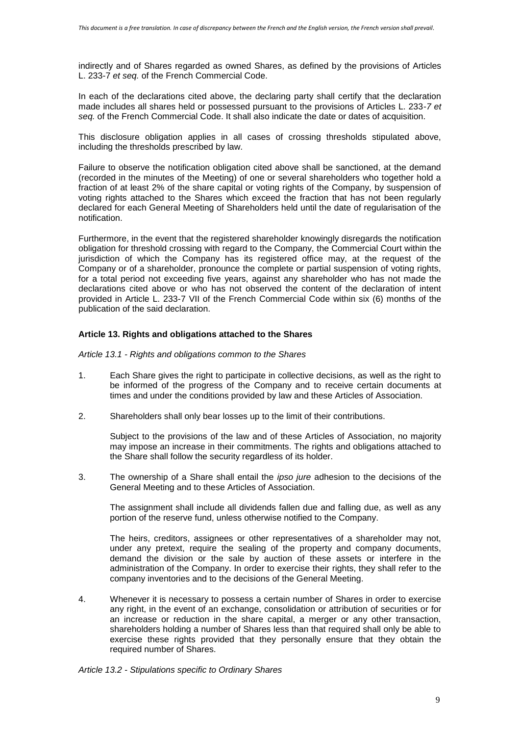indirectly and of Shares regarded as owned Shares, as defined by the provisions of Articles L. 233-7 *et seq.* of the French Commercial Code.

In each of the declarations cited above, the declaring party shall certify that the declaration made includes all shares held or possessed pursuant to the provisions of Articles L. 233-*7 et seq.* of the French Commercial Code. It shall also indicate the date or dates of acquisition.

This disclosure obligation applies in all cases of crossing thresholds stipulated above, including the thresholds prescribed by law.

Failure to observe the notification obligation cited above shall be sanctioned, at the demand (recorded in the minutes of the Meeting) of one or several shareholders who together hold a fraction of at least 2% of the share capital or voting rights of the Company, by suspension of voting rights attached to the Shares which exceed the fraction that has not been regularly declared for each General Meeting of Shareholders held until the date of regularisation of the notification.

Furthermore, in the event that the registered shareholder knowingly disregards the notification obligation for threshold crossing with regard to the Company, the Commercial Court within the jurisdiction of which the Company has its registered office may, at the request of the Company or of a shareholder, pronounce the complete or partial suspension of voting rights, for a total period not exceeding five years, against any shareholder who has not made the declarations cited above or who has not observed the content of the declaration of intent provided in Article L. 233-7 VII of the French Commercial Code within six (6) months of the publication of the said declaration.

### Article 13. Rights and obligations attached to the Shares

*Article 13.1 - Rights and obligations common to the Shares*

1. Each Share gives the right to participate in collective decisions, as well as the right to be informed of the progress of the Company and to receive certain documents at times and under the conditions provided by law and these Articles of Association.

2. Shareholders shall only bear losses up to the limit of their contributions.

   Subject to the provisions of the law and of these Articles of Association, no majority may impose an increase in their commitments. The rights and obligations attached to the Share shall follow the security regardless of its holder.

3. The ownership of a Share shall entail the *ipso jure* adhesion to the decisions of the General Meeting and to these Articles of Association.

   The assignment shall include all dividends fallen due and falling due, as well as any portion of the reserve fund, unless otherwise notified to the Company.

   The heirs, creditors, assignees or other representatives of a shareholder may not, under any pretext, require the sealing of the property and company documents, demand the division or the sale by auction of these assets or interfere in the administration of the Company. In order to exercise their rights, they shall refer to the company inventories and to the decisions of the General Meeting.

4. Whenever it is necessary to possess a certain number of Shares in order to exercise any right, in the event of an exchange, consolidation or attribution of securities or for an increase or reduction in the share capital, a merger or any other transaction, shareholders holding a number of Shares less than that required shall only be able to exercise these rights provided that they personally ensure that they obtain the required number of Shares.

*Article 13.2 - Stipulations specific to Ordinary Shares*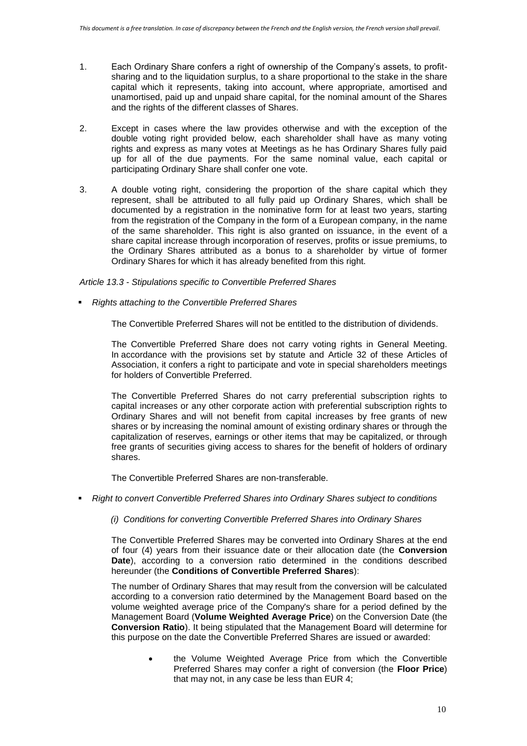1. Each Ordinary Share confers a right of ownership of the Company's assets, to profit-sharing and to the liquidation surplus, to a share proportional to the stake in the share capital which it represents, taking into account, where appropriate, amortised and unamortised, paid up and unpaid share capital, for the nominal amount of the Shares and the rights of the different classes of Shares.

2. Except in cases where the law provides otherwise and with the exception of the double voting right provided below, each shareholder shall have as many voting rights and express as many votes at Meetings as he has Ordinary Shares fully paid up for all of the due payments. For the same nominal value, each capital or participating Ordinary Share shall confer one vote.

3. A double voting right, considering the proportion of the share capital which they represent, shall be attributed to all fully paid up Ordinary Shares, which shall be documented by a registration in the nominative form for at least two years, starting from the registration of the Company in the form of a European company, in the name of the same shareholder. This right is also granted on issuance, in the event of a share capital increase through incorporation of reserves, profits or issue premiums, to the Ordinary Shares attributed as a bonus to a shareholder by virtue of former Ordinary Shares for which it has already benefited from this right.

*Article 13.3 - Stipulations specific to Convertible Preferred Shares*

- *Rights attaching to the Convertible Preferred Shares*

  The Convertible Preferred Shares will not be entitled to the distribution of dividends.

  The Convertible Preferred Share does not carry voting rights in General Meeting. In accordance with the provisions set by statute and Article 32 of these Articles of Association, it confers a right to participate and vote in special shareholders meetings for holders of Convertible Preferred.

  The Convertible Preferred Shares do not carry preferential subscription rights to capital increases or any other corporate action with preferential subscription rights to Ordinary Shares and will not benefit from capital increases by free grants of new shares or by increasing the nominal amount of existing ordinary shares or through the capitalization of reserves, earnings or other items that may be capitalized, or through free grants of securities giving access to shares for the benefit of holders of ordinary shares.

  The Convertible Preferred Shares are non-transferable.

- *Right to convert Convertible Preferred Shares into Ordinary Shares subject to conditions*

  *(i) Conditions for converting Convertible Preferred Shares into Ordinary Shares*

  The Convertible Preferred Shares may be converted into Ordinary Shares at the end of four (4) years from their issuance date or their allocation date (the **Conversion Date**), according to a conversion ratio determined in the conditions described hereunder (the **Conditions of Convertible Preferred Shares**):

  The number of Ordinary Shares that may result from the conversion will be calculated according to a conversion ratio determined by the Management Board based on the volume weighted average price of the Company's share for a period defined by the Management Board (**Volume Weighted Average Price**) on the Conversion Date (the **Conversion Ratio**). It being stipulated that the Management Board will determine for this purpose on the date the Convertible Preferred Shares are issued or awarded:

  - the Volume Weighted Average Price from which the Convertible Preferred Shares may confer a right of conversion (the **Floor Price**) that may not, in any case be less than EUR 4;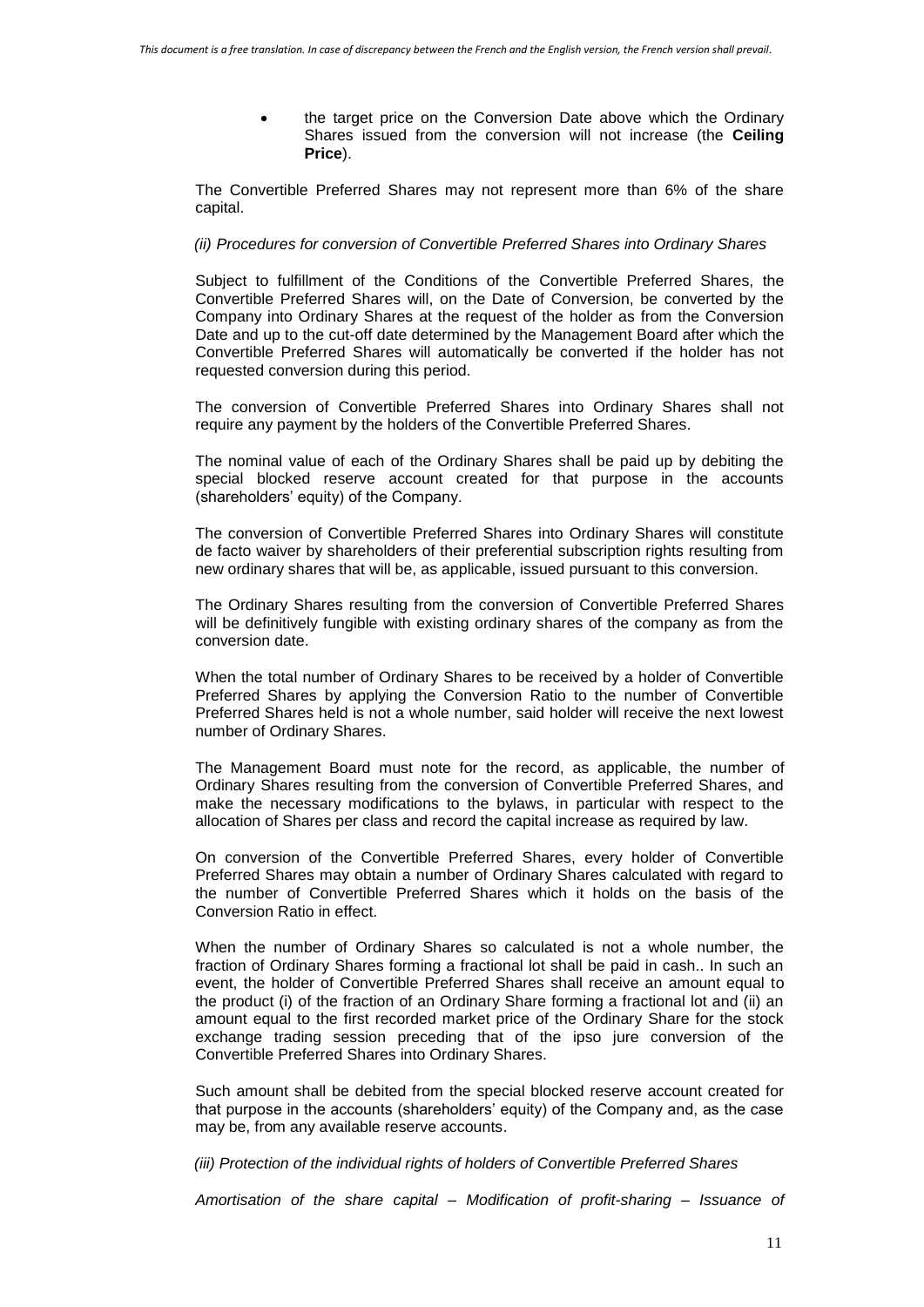- the target price on the Conversion Date above which the Ordinary Shares issued from the conversion will not increase (the **Ceiling Price**).

The Convertible Preferred Shares may not represent more than 6% of the share capital.

*(ii) Procedures for conversion of Convertible Preferred Shares into Ordinary Shares*

Subject to fulfillment of the Conditions of the Convertible Preferred Shares, the Convertible Preferred Shares will, on the Date of Conversion, be converted by the Company into Ordinary Shares at the request of the holder as from the Conversion Date and up to the cut-off date determined by the Management Board after which the Convertible Preferred Shares will automatically be converted if the holder has not requested conversion during this period.

The conversion of Convertible Preferred Shares into Ordinary Shares shall not require any payment by the holders of the Convertible Preferred Shares.

The nominal value of each of the Ordinary Shares shall be paid up by debiting the special blocked reserve account created for that purpose in the accounts (shareholders' equity) of the Company.

The conversion of Convertible Preferred Shares into Ordinary Shares will constitute de facto waiver by shareholders of their preferential subscription rights resulting from new ordinary shares that will be, as applicable, issued pursuant to this conversion.

The Ordinary Shares resulting from the conversion of Convertible Preferred Shares will be definitively fungible with existing ordinary shares of the company as from the conversion date.

When the total number of Ordinary Shares to be received by a holder of Convertible Preferred Shares by applying the Conversion Ratio to the number of Convertible Preferred Shares held is not a whole number, said holder will receive the next lowest number of Ordinary Shares.

The Management Board must note for the record, as applicable, the number of Ordinary Shares resulting from the conversion of Convertible Preferred Shares, and make the necessary modifications to the bylaws, in particular with respect to the allocation of Shares per class and record the capital increase as required by law.

On conversion of the Convertible Preferred Shares, every holder of Convertible Preferred Shares may obtain a number of Ordinary Shares calculated with regard to the number of Convertible Preferred Shares which it holds on the basis of the Conversion Ratio in effect.

When the number of Ordinary Shares so calculated is not a whole number, the fraction of Ordinary Shares forming a fractional lot shall be paid in cash.. In such an event, the holder of Convertible Preferred Shares shall receive an amount equal to the product (i) of the fraction of an Ordinary Share forming a fractional lot and (ii) an amount equal to the first recorded market price of the Ordinary Share for the stock exchange trading session preceding that of the ipso jure conversion of the Convertible Preferred Shares into Ordinary Shares.

Such amount shall be debited from the special blocked reserve account created for that purpose in the accounts (shareholders' equity) of the Company and, as the case may be, from any available reserve accounts.

*(iii) Protection of the individual rights of holders of Convertible Preferred Shares*

*Amortisation of the share capital – Modification of profit-sharing – Issuance of*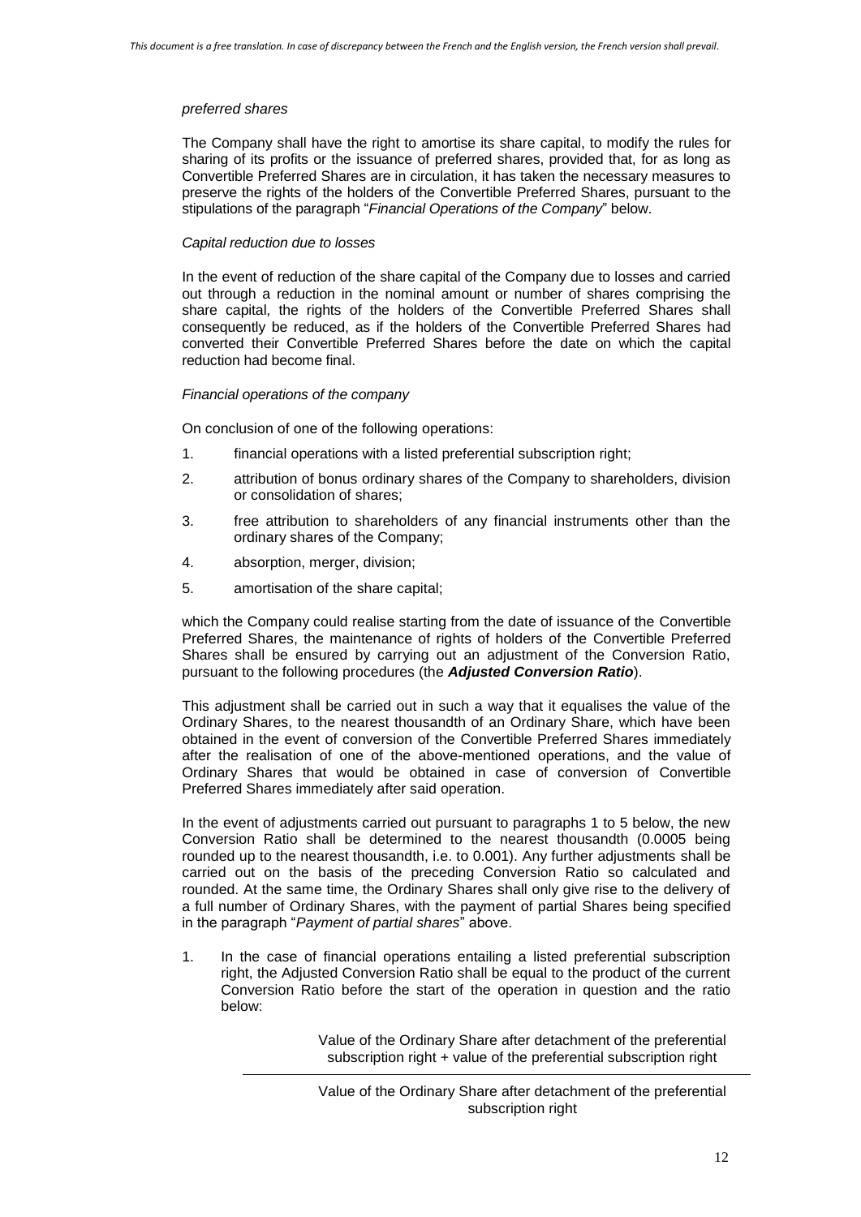*preferred shares*

The Company shall have the right to amortise its share capital, to modify the rules for sharing of its profits or the issuance of preferred shares, provided that, for as long as Convertible Preferred Shares are in circulation, it has taken the necessary measures to preserve the rights of the holders of the Convertible Preferred Shares, pursuant to the stipulations of the paragraph "*Financial Operations of the Company*" below.

*Capital reduction due to losses*

In the event of reduction of the share capital of the Company due to losses and carried out through a reduction in the nominal amount or number of shares comprising the share capital, the rights of the holders of the Convertible Preferred Shares shall consequently be reduced, as if the holders of the Convertible Preferred Shares had converted their Convertible Preferred Shares before the date on which the capital reduction had become final.

*Financial operations of the company*

On conclusion of one of the following operations:

1. financial operations with a listed preferential subscription right;
2. attribution of bonus ordinary shares of the Company to shareholders, division or consolidation of shares;
3. free attribution to shareholders of any financial instruments other than the ordinary shares of the Company;
4. absorption, merger, division;
5. amortisation of the share capital;

which the Company could realise starting from the date of issuance of the Convertible Preferred Shares, the maintenance of rights of holders of the Convertible Preferred Shares shall be ensured by carrying out an adjustment of the Conversion Ratio, pursuant to the following procedures (the ***Adjusted Conversion Ratio***).

This adjustment shall be carried out in such a way that it equalises the value of the Ordinary Shares, to the nearest thousandth of an Ordinary Share, which have been obtained in the event of conversion of the Convertible Preferred Shares immediately after the realisation of one of the above-mentioned operations, and the value of Ordinary Shares that would be obtained in case of conversion of Convertible Preferred Shares immediately after said operation.

In the event of adjustments carried out pursuant to paragraphs 1 to 5 below, the new Conversion Ratio shall be determined to the nearest thousandth (0.0005 being rounded up to the nearest thousandth, i.e. to 0.001). Any further adjustments shall be carried out on the basis of the preceding Conversion Ratio so calculated and rounded. At the same time, the Ordinary Shares shall only give rise to the delivery of a full number of Ordinary Shares, with the payment of partial Shares being specified in the paragraph "*Payment of partial shares*" above.

1. In the case of financial operations entailing a listed preferential subscription right, the Adjusted Conversion Ratio shall be equal to the product of the current Conversion Ratio before the start of the operation in question and the ratio below:

$$\frac{\text{Value of the Ordinary Share after detachment of the preferential subscription right} + \text{value of the preferential subscription right}}{\text{Value of the Ordinary Share after detachment of the preferential subscription right}}$$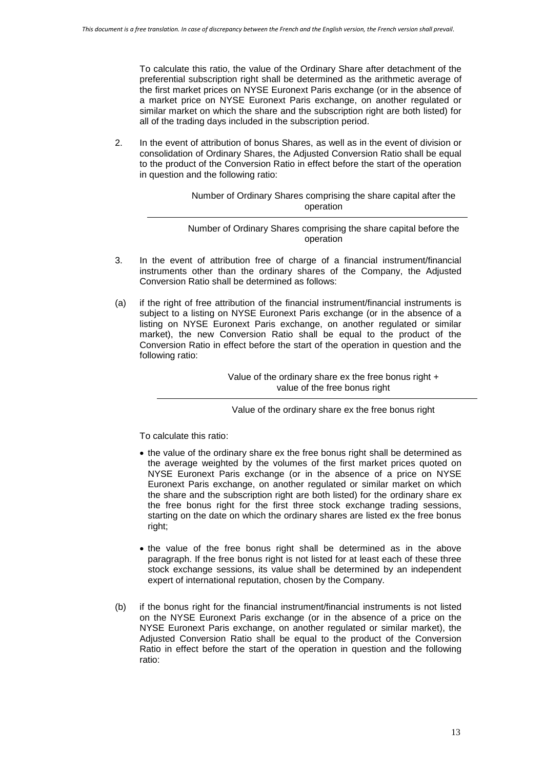To calculate this ratio, the value of the Ordinary Share after detachment of the preferential subscription right shall be determined as the arithmetic average of the first market prices on NYSE Euronext Paris exchange (or in the absence of a market price on NYSE Euronext Paris exchange, on another regulated or similar market on which the share and the subscription right are both listed) for all of the trading days included in the subscription period.

2. In the event of attribution of bonus Shares, as well as in the event of division or consolidation of Ordinary Shares, the Adjusted Conversion Ratio shall be equal to the product of the Conversion Ratio in effect before the start of the operation in question and the following ratio:

$$\frac{\text{Number of Ordinary Shares comprising the share capital after the operation}}{\text{Number of Ordinary Shares comprising the share capital before the operation}}$$

3. In the event of attribution free of charge of a financial instrument/financial instruments other than the ordinary shares of the Company, the Adjusted Conversion Ratio shall be determined as follows:

(a) if the right of free attribution of the financial instrument/financial instruments is subject to a listing on NYSE Euronext Paris exchange (or in the absence of a listing on NYSE Euronext Paris exchange, on another regulated or similar market), the new Conversion Ratio shall be equal to the product of the Conversion Ratio in effect before the start of the operation in question and the following ratio:

$$\frac{\text{Value of the ordinary share ex the free bonus right + value of the free bonus right}}{\text{Value of the ordinary share ex the free bonus right}}$$

To calculate this ratio:

- the value of the ordinary share ex the free bonus right shall be determined as the average weighted by the volumes of the first market prices quoted on NYSE Euronext Paris exchange (or in the absence of a price on NYSE Euronext Paris exchange, on another regulated or similar market on which the share and the subscription right are both listed) for the ordinary share ex the free bonus right for the first three stock exchange trading sessions, starting on the date on which the ordinary shares are listed ex the free bonus right;

- the value of the free bonus right shall be determined as in the above paragraph. If the free bonus right is not listed for at least each of these three stock exchange sessions, its value shall be determined by an independent expert of international reputation, chosen by the Company.

(b) if the bonus right for the financial instrument/financial instruments is not listed on the NYSE Euronext Paris exchange (or in the absence of a price on the NYSE Euronext Paris exchange, on another regulated or similar market), the Adjusted Conversion Ratio shall be equal to the product of the Conversion Ratio in effect before the start of the operation in question and the following ratio: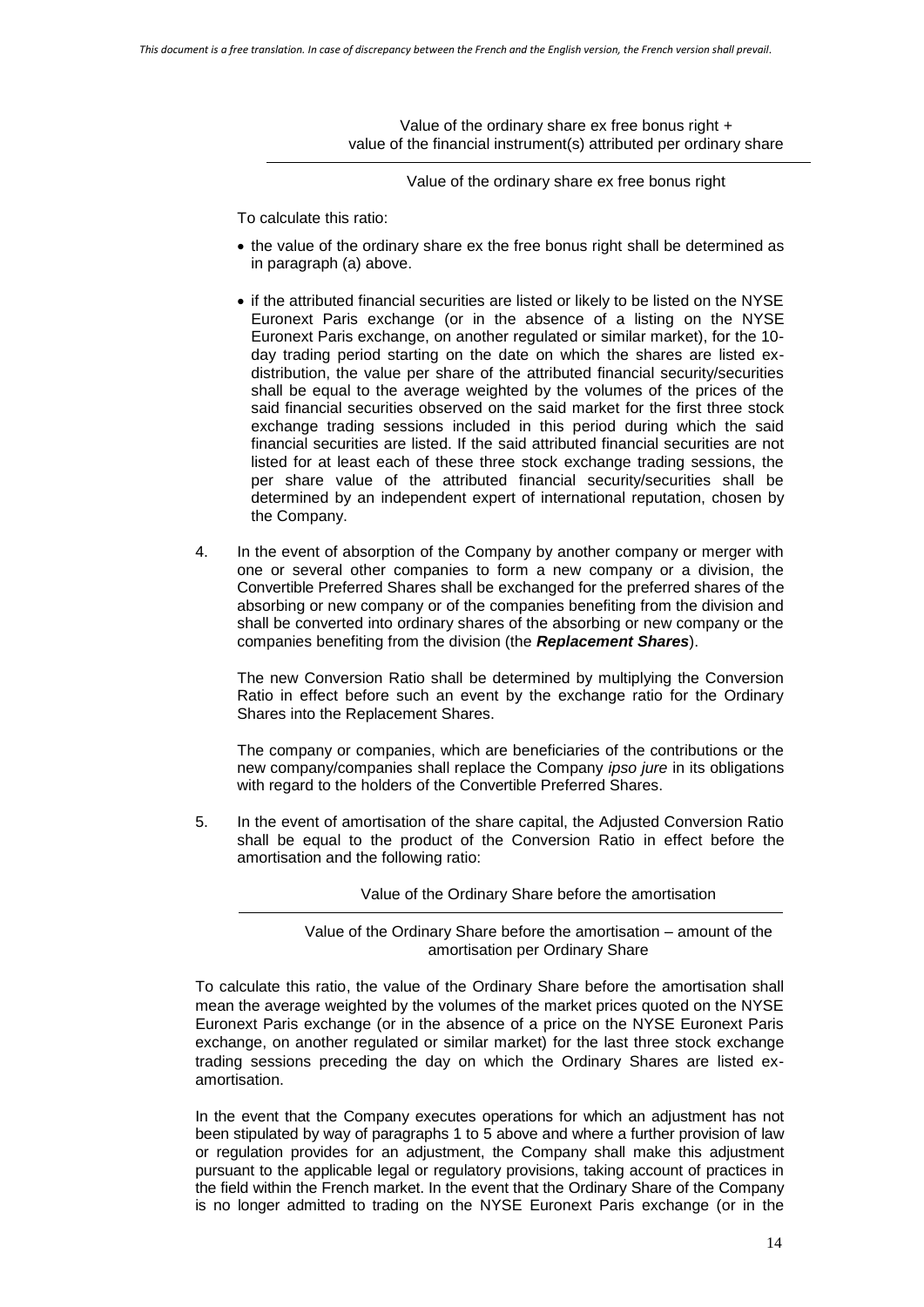$$\frac{\text{Value of the ordinary share ex free bonus right + value of the financial instrument(s) attributed per ordinary share}}{\text{Value of the ordinary share ex free bonus right}}$$

To calculate this ratio:

- the value of the ordinary share ex the free bonus right shall be determined as in paragraph (a) above.
- if the attributed financial securities are listed or likely to be listed on the NYSE Euronext Paris exchange (or in the absence of a listing on the NYSE Euronext Paris exchange, on another regulated or similar market), for the 10-day trading period starting on the date on which the shares are listed ex-distribution, the value per share of the attributed financial security/securities shall be equal to the average weighted by the volumes of the prices of the said financial securities observed on the said market for the first three stock exchange trading sessions included in this period during which the said financial securities are listed. If the said attributed financial securities are not listed for at least each of these three stock exchange trading sessions, the per share value of the attributed financial security/securities shall be determined by an independent expert of international reputation, chosen by the Company.

4. In the event of absorption of the Company by another company or merger with one or several other companies to form a new company or a division, the Convertible Preferred Shares shall be exchanged for the preferred shares of the absorbing or new company or of the companies benefiting from the division and shall be converted into ordinary shares of the absorbing or new company or the companies benefiting from the division (the ***Replacement Shares***).

   The new Conversion Ratio shall be determined by multiplying the Conversion Ratio in effect before such an event by the exchange ratio for the Ordinary Shares into the Replacement Shares.

   The company or companies, which are beneficiaries of the contributions or the new company/companies shall replace the Company *ipso jure* in its obligations with regard to the holders of the Convertible Preferred Shares.

5. In the event of amortisation of the share capital, the Adjusted Conversion Ratio shall be equal to the product of the Conversion Ratio in effect before the amortisation and the following ratio:

$$\frac{\text{Value of the Ordinary Share before the amortisation}}{\text{Value of the Ordinary Share before the amortisation – amount of the amortisation per Ordinary Share}}$$

To calculate this ratio, the value of the Ordinary Share before the amortisation shall mean the average weighted by the volumes of the market prices quoted on the NYSE Euronext Paris exchange (or in the absence of a price on the NYSE Euronext Paris exchange, on another regulated or similar market) for the last three stock exchange trading sessions preceding the day on which the Ordinary Shares are listed ex-amortisation.

In the event that the Company executes operations for which an adjustment has not been stipulated by way of paragraphs 1 to 5 above and where a further provision of law or regulation provides for an adjustment, the Company shall make this adjustment pursuant to the applicable legal or regulatory provisions, taking account of practices in the field within the French market. In the event that the Ordinary Share of the Company is no longer admitted to trading on the NYSE Euronext Paris exchange (or in the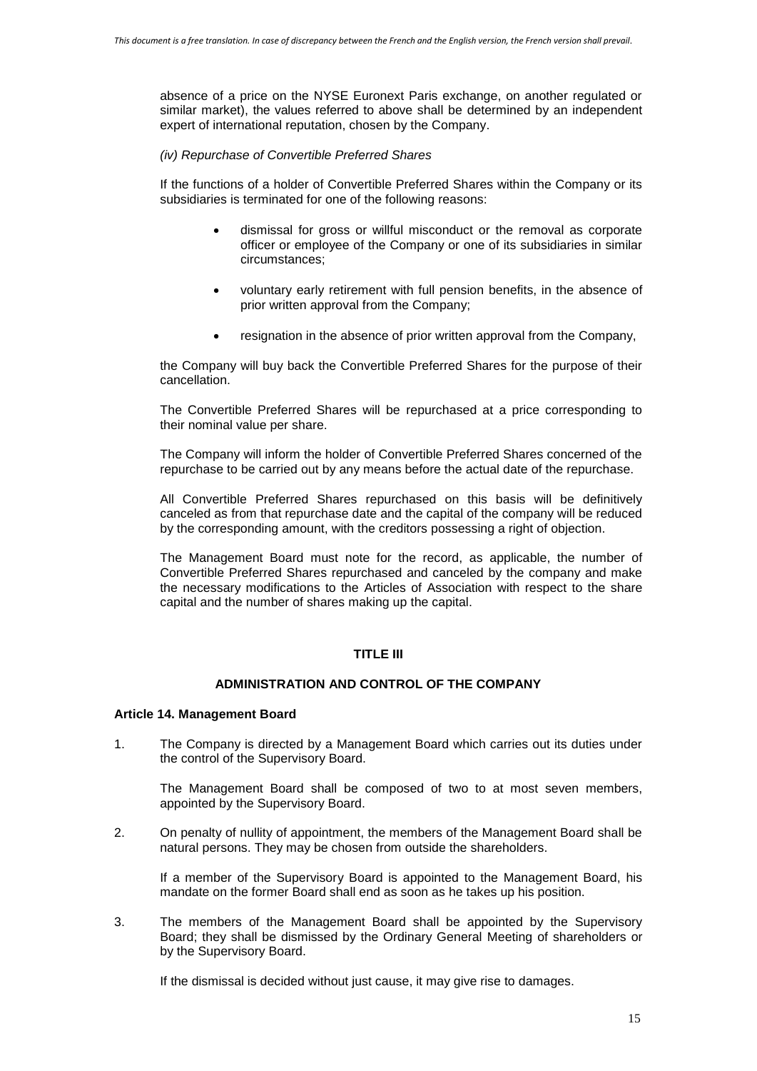absence of a price on the NYSE Euronext Paris exchange, on another regulated or similar market), the values referred to above shall be determined by an independent expert of international reputation, chosen by the Company.

*(iv) Repurchase of Convertible Preferred Shares*

If the functions of a holder of Convertible Preferred Shares within the Company or its subsidiaries is terminated for one of the following reasons:

- dismissal for gross or willful misconduct or the removal as corporate officer or employee of the Company or one of its subsidiaries in similar circumstances;
- voluntary early retirement with full pension benefits, in the absence of prior written approval from the Company;
- resignation in the absence of prior written approval from the Company,

the Company will buy back the Convertible Preferred Shares for the purpose of their cancellation.

The Convertible Preferred Shares will be repurchased at a price corresponding to their nominal value per share.

The Company will inform the holder of Convertible Preferred Shares concerned of the repurchase to be carried out by any means before the actual date of the repurchase.

All Convertible Preferred Shares repurchased on this basis will be definitively canceled as from that repurchase date and the capital of the company will be reduced by the corresponding amount, with the creditors possessing a right of objection.

The Management Board must note for the record, as applicable, the number of Convertible Preferred Shares repurchased and canceled by the company and make the necessary modifications to the Articles of Association with respect to the share capital and the number of shares making up the capital.

## TITLE III

## ADMINISTRATION AND CONTROL OF THE COMPANY

### Article 14. Management Board

1. The Company is directed by a Management Board which carries out its duties under the control of the Supervisory Board.

   The Management Board shall be composed of two to at most seven members, appointed by the Supervisory Board.

2. On penalty of nullity of appointment, the members of the Management Board shall be natural persons. They may be chosen from outside the shareholders.

   If a member of the Supervisory Board is appointed to the Management Board, his mandate on the former Board shall end as soon as he takes up his position.

3. The members of the Management Board shall be appointed by the Supervisory Board; they shall be dismissed by the Ordinary General Meeting of shareholders or by the Supervisory Board.

   If the dismissal is decided without just cause, it may give rise to damages.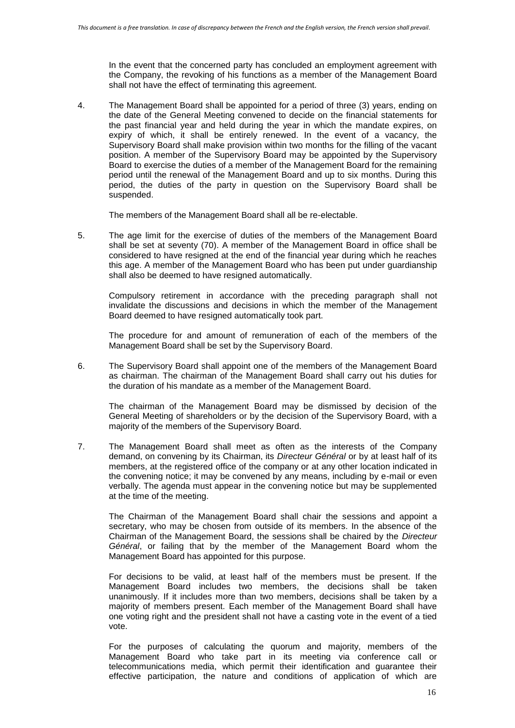In the event that the concerned party has concluded an employment agreement with the Company, the revoking of his functions as a member of the Management Board shall not have the effect of terminating this agreement.

4. The Management Board shall be appointed for a period of three (3) years, ending on the date of the General Meeting convened to decide on the financial statements for the past financial year and held during the year in which the mandate expires, on expiry of which, it shall be entirely renewed. In the event of a vacancy, the Supervisory Board shall make provision within two months for the filling of the vacant position. A member of the Supervisory Board may be appointed by the Supervisory Board to exercise the duties of a member of the Management Board for the remaining period until the renewal of the Management Board and up to six months. During this period, the duties of the party in question on the Supervisory Board shall be suspended.

   The members of the Management Board shall all be re-electable.

5. The age limit for the exercise of duties of the members of the Management Board shall be set at seventy (70). A member of the Management Board in office shall be considered to have resigned at the end of the financial year during which he reaches this age. A member of the Management Board who has been put under guardianship shall also be deemed to have resigned automatically.

   Compulsory retirement in accordance with the preceding paragraph shall not invalidate the discussions and decisions in which the member of the Management Board deemed to have resigned automatically took part.

   The procedure for and amount of remuneration of each of the members of the Management Board shall be set by the Supervisory Board.

6. The Supervisory Board shall appoint one of the members of the Management Board as chairman. The chairman of the Management Board shall carry out his duties for the duration of his mandate as a member of the Management Board.

   The chairman of the Management Board may be dismissed by decision of the General Meeting of shareholders or by the decision of the Supervisory Board, with a majority of the members of the Supervisory Board.

7. The Management Board shall meet as often as the interests of the Company demand, on convening by its Chairman, its *Directeur Général* or by at least half of its members, at the registered office of the company or at any other location indicated in the convening notice; it may be convened by any means, including by e-mail or even verbally. The agenda must appear in the convening notice but may be supplemented at the time of the meeting.

   The Chairman of the Management Board shall chair the sessions and appoint a secretary, who may be chosen from outside of its members. In the absence of the Chairman of the Management Board, the sessions shall be chaired by the *Directeur Général*, or failing that by the member of the Management Board whom the Management Board has appointed for this purpose.

   For decisions to be valid, at least half of the members must be present. If the Management Board includes two members, the decisions shall be taken unanimously. If it includes more than two members, decisions shall be taken by a majority of members present. Each member of the Management Board shall have one voting right and the president shall not have a casting vote in the event of a tied vote.

   For the purposes of calculating the quorum and majority, members of the Management Board who take part in its meeting via conference call or telecommunications media, which permit their identification and guarantee their effective participation, the nature and conditions of application of which are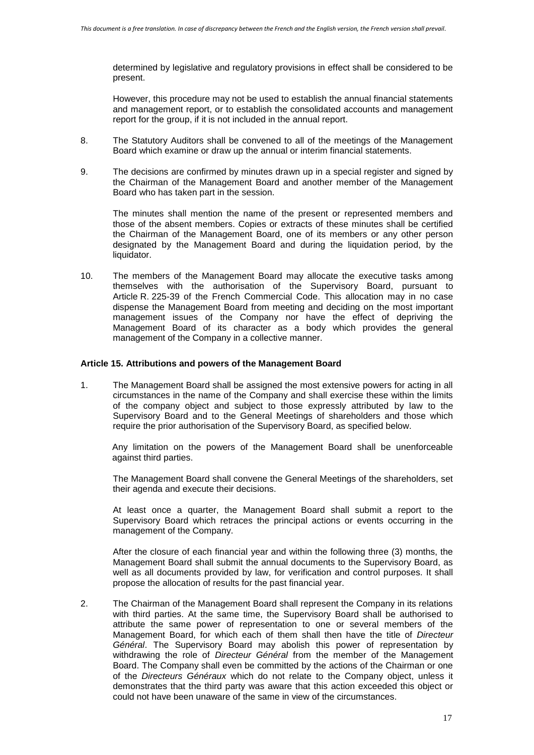determined by legislative and regulatory provisions in effect shall be considered to be present.

However, this procedure may not be used to establish the annual financial statements and management report, or to establish the consolidated accounts and management report for the group, if it is not included in the annual report.

8. The Statutory Auditors shall be convened to all of the meetings of the Management Board which examine or draw up the annual or interim financial statements.

9. The decisions are confirmed by minutes drawn up in a special register and signed by the Chairman of the Management Board and another member of the Management Board who has taken part in the session.

   The minutes shall mention the name of the present or represented members and those of the absent members. Copies or extracts of these minutes shall be certified the Chairman of the Management Board, one of its members or any other person designated by the Management Board and during the liquidation period, by the liquidator.

10. The members of the Management Board may allocate the executive tasks among themselves with the authorisation of the Supervisory Board, pursuant to Article R. 225-39 of the French Commercial Code. This allocation may in no case dispense the Management Board from meeting and deciding on the most important management issues of the Company nor have the effect of depriving the Management Board of its character as a body which provides the general management of the Company in a collective manner.

**Article 15. Attributions and powers of the Management Board**

1. The Management Board shall be assigned the most extensive powers for acting in all circumstances in the name of the Company and shall exercise these within the limits of the company object and subject to those expressly attributed by law to the Supervisory Board and to the General Meetings of shareholders and those which require the prior authorisation of the Supervisory Board, as specified below.

   Any limitation on the powers of the Management Board shall be unenforceable against third parties.

   The Management Board shall convene the General Meetings of the shareholders, set their agenda and execute their decisions.

   At least once a quarter, the Management Board shall submit a report to the Supervisory Board which retraces the principal actions or events occurring in the management of the Company.

   After the closure of each financial year and within the following three (3) months, the Management Board shall submit the annual documents to the Supervisory Board, as well as all documents provided by law, for verification and control purposes. It shall propose the allocation of results for the past financial year.

2. The Chairman of the Management Board shall represent the Company in its relations with third parties. At the same time, the Supervisory Board shall be authorised to attribute the same power of representation to one or several members of the Management Board, for which each of them shall then have the title of *Directeur Général*. The Supervisory Board may abolish this power of representation by withdrawing the role of *Directeur Général* from the member of the Management Board. The Company shall even be committed by the actions of the Chairman or one of the *Directeurs Généraux* which do not relate to the Company object, unless it demonstrates that the third party was aware that this action exceeded this object or could not have been unaware of the same in view of the circumstances.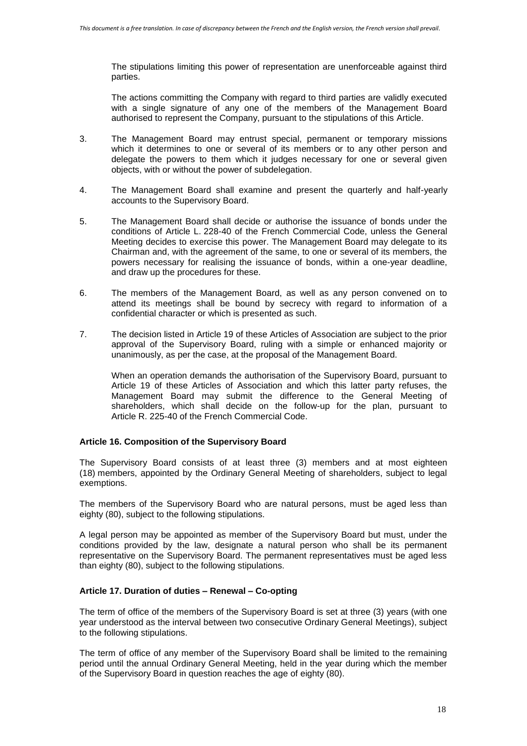The stipulations limiting this power of representation are unenforceable against third parties.

The actions committing the Company with regard to third parties are validly executed with a single signature of any one of the members of the Management Board authorised to represent the Company, pursuant to the stipulations of this Article.

3. The Management Board may entrust special, permanent or temporary missions which it determines to one or several of its members or to any other person and delegate the powers to them which it judges necessary for one or several given objects, with or without the power of subdelegation.

4. The Management Board shall examine and present the quarterly and half-yearly accounts to the Supervisory Board.

5. The Management Board shall decide or authorise the issuance of bonds under the conditions of Article L. 228-40 of the French Commercial Code, unless the General Meeting decides to exercise this power. The Management Board may delegate to its Chairman and, with the agreement of the same, to one or several of its members, the powers necessary for realising the issuance of bonds, within a one-year deadline, and draw up the procedures for these.

6. The members of the Management Board, as well as any person convened on to attend its meetings shall be bound by secrecy with regard to information of a confidential character or which is presented as such.

7. The decision listed in Article 19 of these Articles of Association are subject to the prior approval of the Supervisory Board, ruling with a simple or enhanced majority or unanimously, as per the case, at the proposal of the Management Board.

   When an operation demands the authorisation of the Supervisory Board, pursuant to Article 19 of these Articles of Association and which this latter party refuses, the Management Board may submit the difference to the General Meeting of shareholders, which shall decide on the follow-up for the plan, pursuant to Article R. 225-40 of the French Commercial Code.

**Article 16. Composition of the Supervisory Board**

The Supervisory Board consists of at least three (3) members and at most eighteen (18) members, appointed by the Ordinary General Meeting of shareholders, subject to legal exemptions.

The members of the Supervisory Board who are natural persons, must be aged less than eighty (80), subject to the following stipulations.

A legal person may be appointed as member of the Supervisory Board but must, under the conditions provided by the law, designate a natural person who shall be its permanent representative on the Supervisory Board. The permanent representatives must be aged less than eighty (80), subject to the following stipulations.

**Article 17. Duration of duties – Renewal – Co-opting**

The term of office of the members of the Supervisory Board is set at three (3) years (with one year understood as the interval between two consecutive Ordinary General Meetings), subject to the following stipulations.

The term of office of any member of the Supervisory Board shall be limited to the remaining period until the annual Ordinary General Meeting, held in the year during which the member of the Supervisory Board in question reaches the age of eighty (80).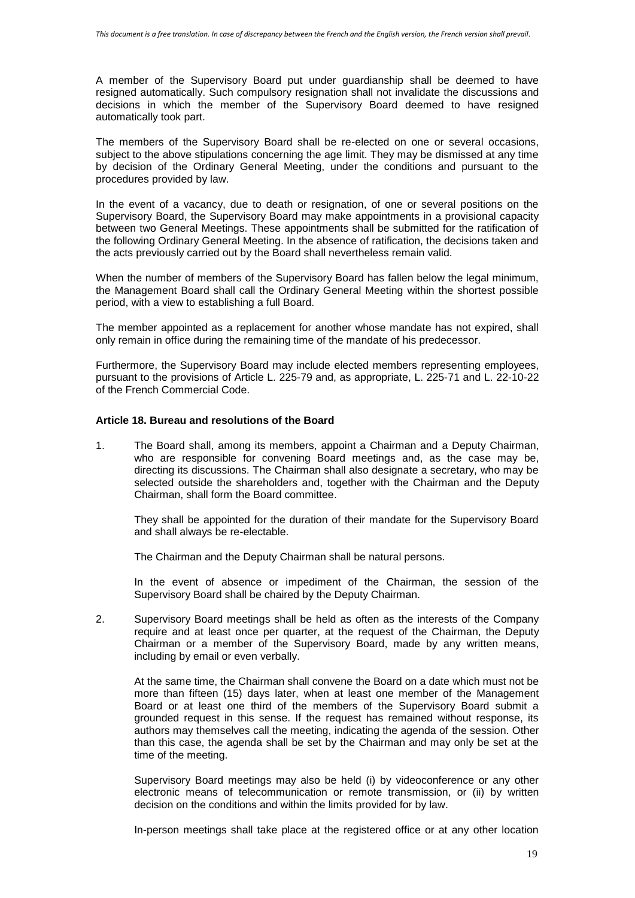A member of the Supervisory Board put under guardianship shall be deemed to have resigned automatically. Such compulsory resignation shall not invalidate the discussions and decisions in which the member of the Supervisory Board deemed to have resigned automatically took part.

The members of the Supervisory Board shall be re-elected on one or several occasions, subject to the above stipulations concerning the age limit. They may be dismissed at any time by decision of the Ordinary General Meeting, under the conditions and pursuant to the procedures provided by law.

In the event of a vacancy, due to death or resignation, of one or several positions on the Supervisory Board, the Supervisory Board may make appointments in a provisional capacity between two General Meetings. These appointments shall be submitted for the ratification of the following Ordinary General Meeting. In the absence of ratification, the decisions taken and the acts previously carried out by the Board shall nevertheless remain valid.

When the number of members of the Supervisory Board has fallen below the legal minimum, the Management Board shall call the Ordinary General Meeting within the shortest possible period, with a view to establishing a full Board.

The member appointed as a replacement for another whose mandate has not expired, shall only remain in office during the remaining time of the mandate of his predecessor.

Furthermore, the Supervisory Board may include elected members representing employees, pursuant to the provisions of Article L. 225-79 and, as appropriate, L. 225-71 and L. 22-10-22 of the French Commercial Code.

### Article 18. Bureau and resolutions of the Board

1. The Board shall, among its members, appoint a Chairman and a Deputy Chairman, who are responsible for convening Board meetings and, as the case may be, directing its discussions. The Chairman shall also designate a secretary, who may be selected outside the shareholders and, together with the Chairman and the Deputy Chairman, shall form the Board committee.

   They shall be appointed for the duration of their mandate for the Supervisory Board and shall always be re-electable.

   The Chairman and the Deputy Chairman shall be natural persons.

   In the event of absence or impediment of the Chairman, the session of the Supervisory Board shall be chaired by the Deputy Chairman.

2. Supervisory Board meetings shall be held as often as the interests of the Company require and at least once per quarter, at the request of the Chairman, the Deputy Chairman or a member of the Supervisory Board, made by any written means, including by email or even verbally.

   At the same time, the Chairman shall convene the Board on a date which must not be more than fifteen (15) days later, when at least one member of the Management Board or at least one third of the members of the Supervisory Board submit a grounded request in this sense. If the request has remained without response, its authors may themselves call the meeting, indicating the agenda of the session. Other than this case, the agenda shall be set by the Chairman and may only be set at the time of the meeting.

   Supervisory Board meetings may also be held (i) by videoconference or any other electronic means of telecommunication or remote transmission, or (ii) by written decision on the conditions and within the limits provided for by law.

   In-person meetings shall take place at the registered office or at any other location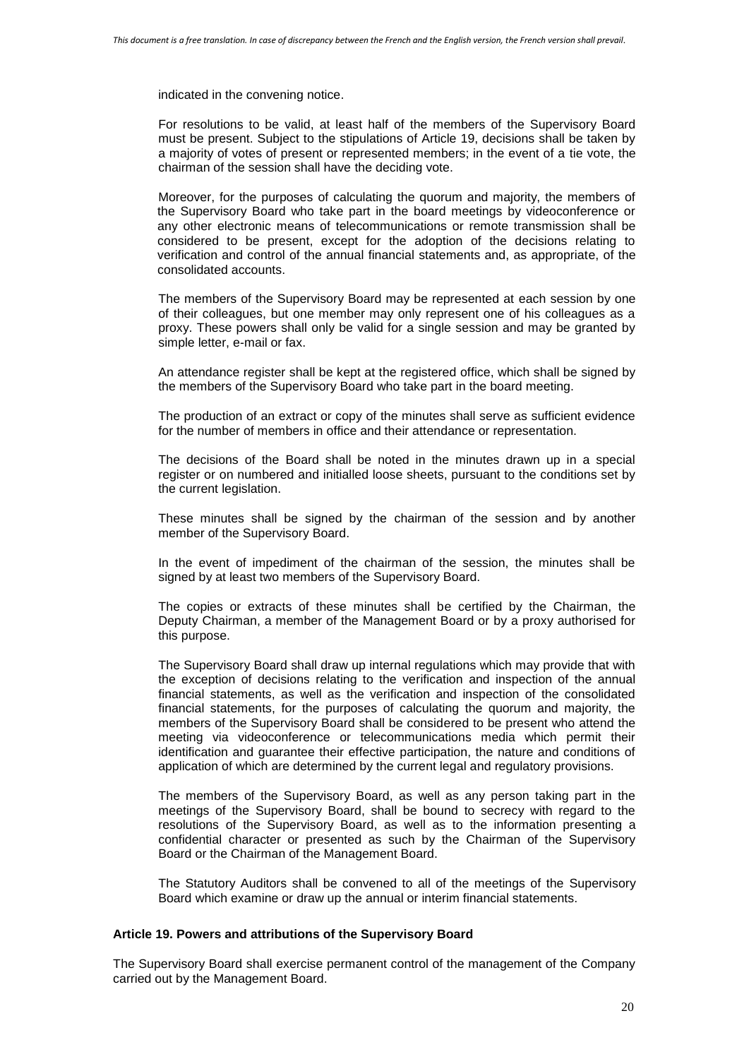indicated in the convening notice.

For resolutions to be valid, at least half of the members of the Supervisory Board must be present. Subject to the stipulations of Article 19, decisions shall be taken by a majority of votes of present or represented members; in the event of a tie vote, the chairman of the session shall have the deciding vote.

Moreover, for the purposes of calculating the quorum and majority, the members of the Supervisory Board who take part in the board meetings by videoconference or any other electronic means of telecommunications or remote transmission shall be considered to be present, except for the adoption of the decisions relating to verification and control of the annual financial statements and, as appropriate, of the consolidated accounts.

The members of the Supervisory Board may be represented at each session by one of their colleagues, but one member may only represent one of his colleagues as a proxy. These powers shall only be valid for a single session and may be granted by simple letter, e-mail or fax.

An attendance register shall be kept at the registered office, which shall be signed by the members of the Supervisory Board who take part in the board meeting.

The production of an extract or copy of the minutes shall serve as sufficient evidence for the number of members in office and their attendance or representation.

The decisions of the Board shall be noted in the minutes drawn up in a special register or on numbered and initialled loose sheets, pursuant to the conditions set by the current legislation.

These minutes shall be signed by the chairman of the session and by another member of the Supervisory Board.

In the event of impediment of the chairman of the session, the minutes shall be signed by at least two members of the Supervisory Board.

The copies or extracts of these minutes shall be certified by the Chairman, the Deputy Chairman, a member of the Management Board or by a proxy authorised for this purpose.

The Supervisory Board shall draw up internal regulations which may provide that with the exception of decisions relating to the verification and inspection of the annual financial statements, as well as the verification and inspection of the consolidated financial statements, for the purposes of calculating the quorum and majority, the members of the Supervisory Board shall be considered to be present who attend the meeting via videoconference or telecommunications media which permit their identification and guarantee their effective participation, the nature and conditions of application of which are determined by the current legal and regulatory provisions.

The members of the Supervisory Board, as well as any person taking part in the meetings of the Supervisory Board, shall be bound to secrecy with regard to the resolutions of the Supervisory Board, as well as to the information presenting a confidential character or presented as such by the Chairman of the Supervisory Board or the Chairman of the Management Board.

The Statutory Auditors shall be convened to all of the meetings of the Supervisory Board which examine or draw up the annual or interim financial statements.

### Article 19. Powers and attributions of the Supervisory Board

The Supervisory Board shall exercise permanent control of the management of the Company carried out by the Management Board.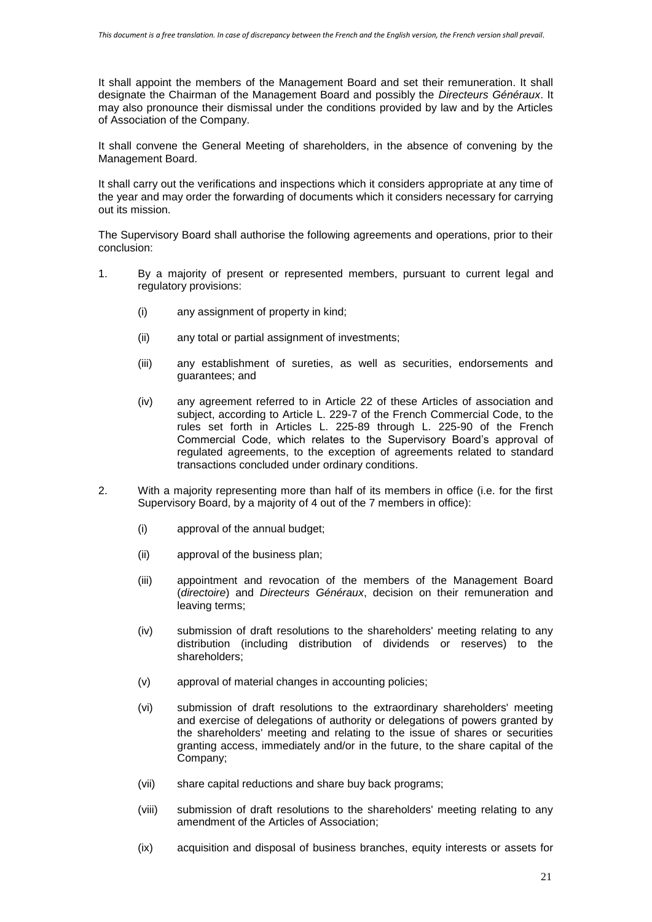It shall appoint the members of the Management Board and set their remuneration. It shall designate the Chairman of the Management Board and possibly the *Directeurs Généraux*. It may also pronounce their dismissal under the conditions provided by law and by the Articles of Association of the Company.

It shall convene the General Meeting of shareholders, in the absence of convening by the Management Board.

It shall carry out the verifications and inspections which it considers appropriate at any time of the year and may order the forwarding of documents which it considers necessary for carrying out its mission.

The Supervisory Board shall authorise the following agreements and operations, prior to their conclusion:

1. By a majority of present or represented members, pursuant to current legal and regulatory provisions:

   (i) any assignment of property in kind;

   (ii) any total or partial assignment of investments;

   (iii) any establishment of sureties, as well as securities, endorsements and guarantees; and

   (iv) any agreement referred to in Article 22 of these Articles of association and subject, according to Article L. 229-7 of the French Commercial Code, to the rules set forth in Articles L. 225-89 through L. 225-90 of the French Commercial Code, which relates to the Supervisory Board's approval of regulated agreements, to the exception of agreements related to standard transactions concluded under ordinary conditions.

2. With a majority representing more than half of its members in office (i.e. for the first Supervisory Board, by a majority of 4 out of the 7 members in office):

   (i) approval of the annual budget;

   (ii) approval of the business plan;

   (iii) appointment and revocation of the members of the Management Board (*directoire*) and *Directeurs Généraux*, decision on their remuneration and leaving terms;

   (iv) submission of draft resolutions to the shareholders' meeting relating to any distribution (including distribution of dividends or reserves) to the shareholders;

   (v) approval of material changes in accounting policies;

   (vi) submission of draft resolutions to the extraordinary shareholders' meeting and exercise of delegations of authority or delegations of powers granted by the shareholders' meeting and relating to the issue of shares or securities granting access, immediately and/or in the future, to the share capital of the Company;

   (vii) share capital reductions and share buy back programs;

   (viii) submission of draft resolutions to the shareholders' meeting relating to any amendment of the Articles of Association;

   (ix) acquisition and disposal of business branches, equity interests or assets for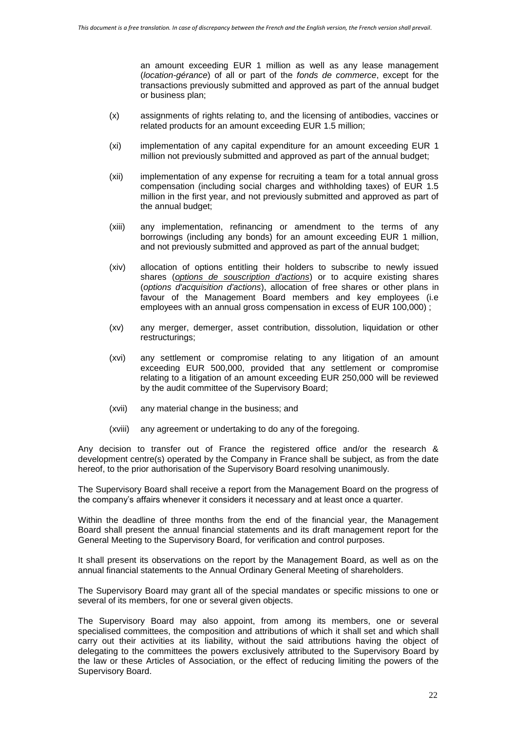an amount exceeding EUR 1 million as well as any lease management (*location-gérance*) of all or part of the *fonds de commerce*, except for the transactions previously submitted and approved as part of the annual budget or business plan;

(x) assignments of rights relating to, and the licensing of antibodies, vaccines or related products for an amount exceeding EUR 1.5 million;

(xi) implementation of any capital expenditure for an amount exceeding EUR 1 million not previously submitted and approved as part of the annual budget;

(xii) implementation of any expense for recruiting a team for a total annual gross compensation (including social charges and withholding taxes) of EUR 1.5 million in the first year, and not previously submitted and approved as part of the annual budget;

(xiii) any implementation, refinancing or amendment to the terms of any borrowings (including any bonds) for an amount exceeding EUR 1 million, and not previously submitted and approved as part of the annual budget;

(xiv) allocation of options entitling their holders to subscribe to newly issued shares (*options de souscription d'actions*) or to acquire existing shares (*options d'acquisition d'actions*), allocation of free shares or other plans in favour of the Management Board members and key employees (i.e employees with an annual gross compensation in excess of EUR 100,000) ;

(xv) any merger, demerger, asset contribution, dissolution, liquidation or other restructurings;

(xvi) any settlement or compromise relating to any litigation of an amount exceeding EUR 500,000, provided that any settlement or compromise relating to a litigation of an amount exceeding EUR 250,000 will be reviewed by the audit committee of the Supervisory Board;

(xvii) any material change in the business; and

(xviii) any agreement or undertaking to do any of the foregoing.

Any decision to transfer out of France the registered office and/or the research & development centre(s) operated by the Company in France shall be subject, as from the date hereof, to the prior authorisation of the Supervisory Board resolving unanimously.

The Supervisory Board shall receive a report from the Management Board on the progress of the company's affairs whenever it considers it necessary and at least once a quarter.

Within the deadline of three months from the end of the financial year, the Management Board shall present the annual financial statements and its draft management report for the General Meeting to the Supervisory Board, for verification and control purposes.

It shall present its observations on the report by the Management Board, as well as on the annual financial statements to the Annual Ordinary General Meeting of shareholders.

The Supervisory Board may grant all of the special mandates or specific missions to one or several of its members, for one or several given objects.

The Supervisory Board may also appoint, from among its members, one or several specialised committees, the composition and attributions of which it shall set and which shall carry out their activities at its liability, without the said attributions having the object of delegating to the committees the powers exclusively attributed to the Supervisory Board by the law or these Articles of Association, or the effect of reducing limiting the powers of the Supervisory Board.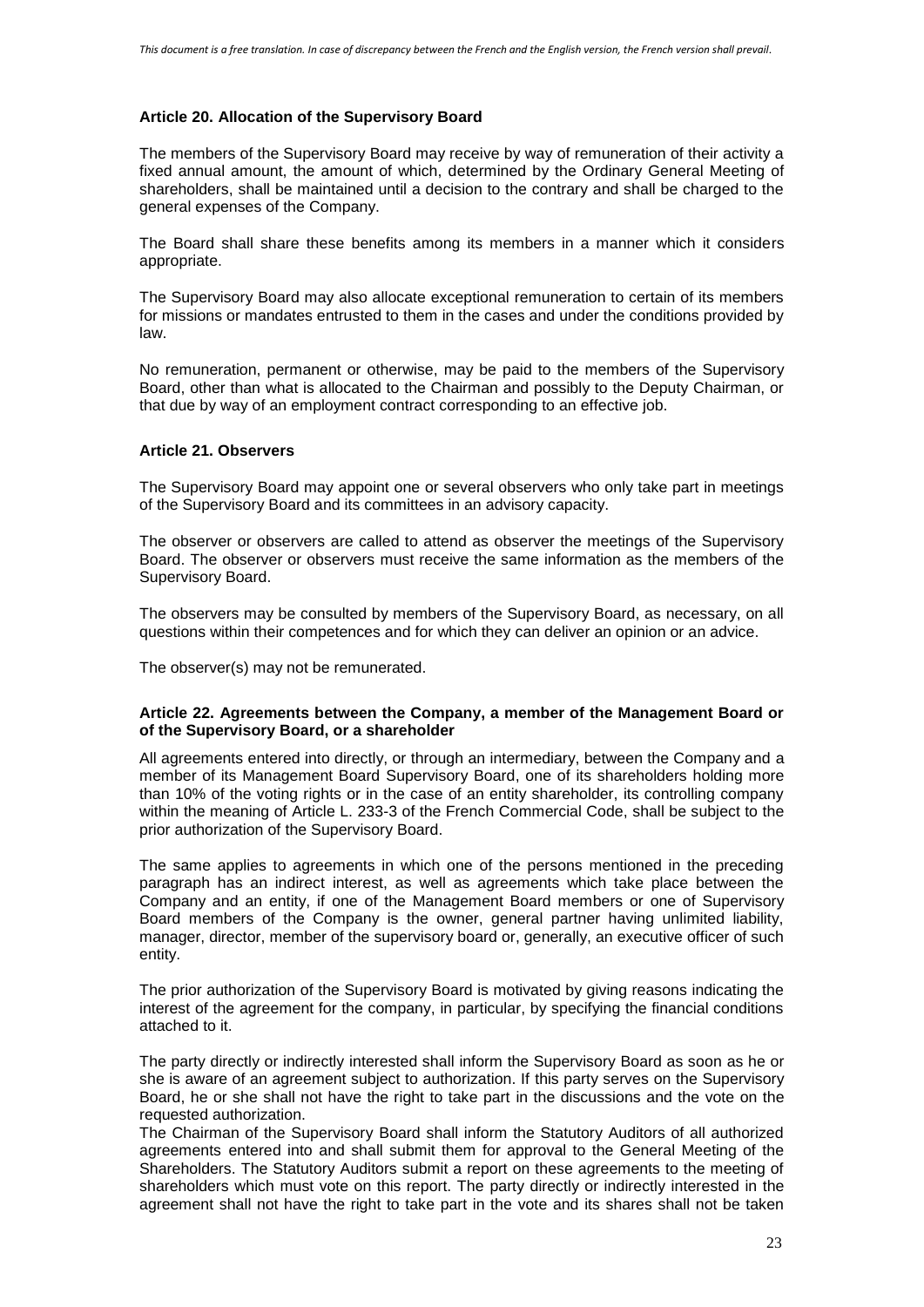**Article 20. Allocation of the Supervisory Board**

The members of the Supervisory Board may receive by way of remuneration of their activity a fixed annual amount, the amount of which, determined by the Ordinary General Meeting of shareholders, shall be maintained until a decision to the contrary and shall be charged to the general expenses of the Company.

The Board shall share these benefits among its members in a manner which it considers appropriate.

The Supervisory Board may also allocate exceptional remuneration to certain of its members for missions or mandates entrusted to them in the cases and under the conditions provided by law.

No remuneration, permanent or otherwise, may be paid to the members of the Supervisory Board, other than what is allocated to the Chairman and possibly to the Deputy Chairman, or that due by way of an employment contract corresponding to an effective job.

**Article 21. Observers**

The Supervisory Board may appoint one or several observers who only take part in meetings of the Supervisory Board and its committees in an advisory capacity.

The observer or observers are called to attend as observer the meetings of the Supervisory Board. The observer or observers must receive the same information as the members of the Supervisory Board.

The observers may be consulted by members of the Supervisory Board, as necessary, on all questions within their competences and for which they can deliver an opinion or an advice.

The observer(s) may not be remunerated.

**Article 22. Agreements between the Company, a member of the Management Board or of the Supervisory Board, or a shareholder**

All agreements entered into directly, or through an intermediary, between the Company and a member of its Management Board Supervisory Board, one of its shareholders holding more than 10% of the voting rights or in the case of an entity shareholder, its controlling company within the meaning of Article L. 233-3 of the French Commercial Code, shall be subject to the prior authorization of the Supervisory Board.

The same applies to agreements in which one of the persons mentioned in the preceding paragraph has an indirect interest, as well as agreements which take place between the Company and an entity, if one of the Management Board members or one of Supervisory Board members of the Company is the owner, general partner having unlimited liability, manager, director, member of the supervisory board or, generally, an executive officer of such entity.

The prior authorization of the Supervisory Board is motivated by giving reasons indicating the interest of the agreement for the company, in particular, by specifying the financial conditions attached to it.

The party directly or indirectly interested shall inform the Supervisory Board as soon as he or she is aware of an agreement subject to authorization. If this party serves on the Supervisory Board, he or she shall not have the right to take part in the discussions and the vote on the requested authorization.

The Chairman of the Supervisory Board shall inform the Statutory Auditors of all authorized agreements entered into and shall submit them for approval to the General Meeting of the Shareholders. The Statutory Auditors submit a report on these agreements to the meeting of shareholders which must vote on this report. The party directly or indirectly interested in the agreement shall not have the right to take part in the vote and its shares shall not be taken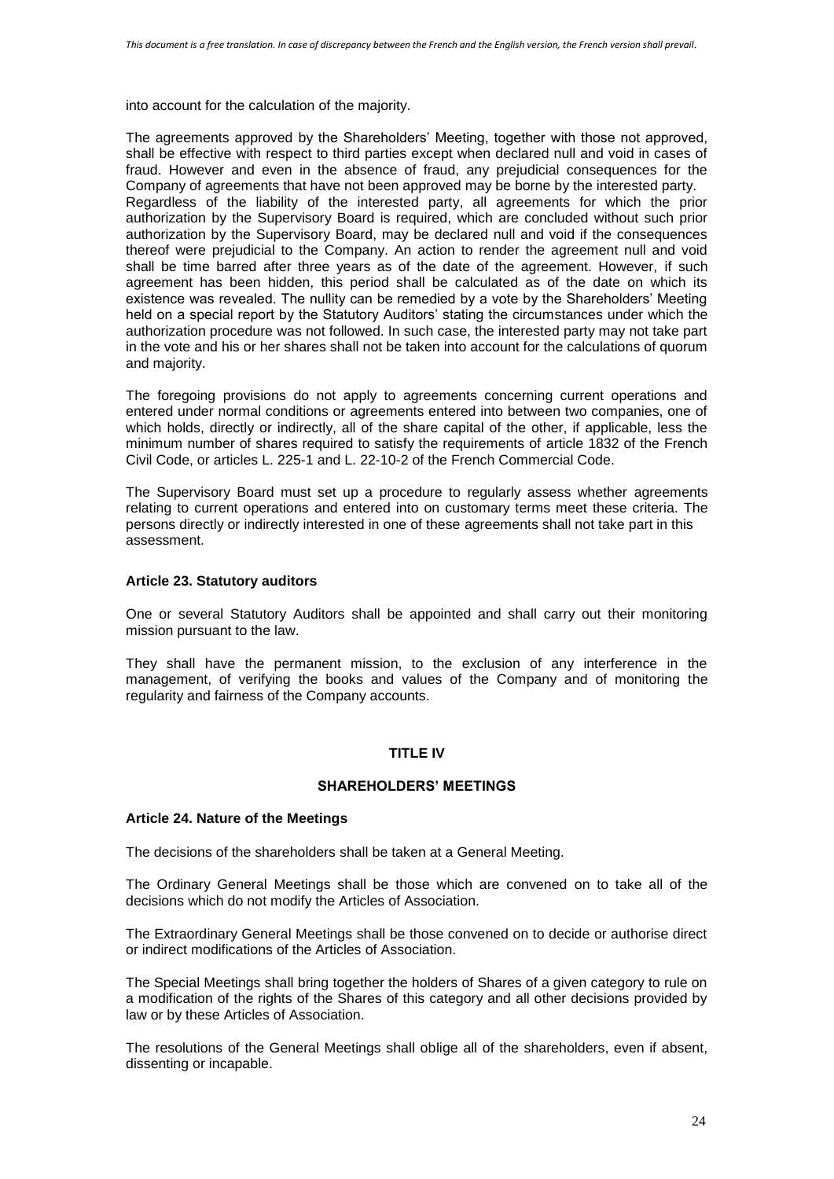into account for the calculation of the majority.

The agreements approved by the Shareholders' Meeting, together with those not approved, shall be effective with respect to third parties except when declared null and void in cases of fraud. However and even in the absence of fraud, any prejudicial consequences for the Company of agreements that have not been approved may be borne by the interested party. Regardless of the liability of the interested party, all agreements for which the prior authorization by the Supervisory Board is required, which are concluded without such prior authorization by the Supervisory Board, may be declared null and void if the consequences thereof were prejudicial to the Company. An action to render the agreement null and void shall be time barred after three years as of the date of the agreement. However, if such agreement has been hidden, this period shall be calculated as of the date on which its existence was revealed. The nullity can be remedied by a vote by the Shareholders' Meeting held on a special report by the Statutory Auditors' stating the circumstances under which the authorization procedure was not followed. In such case, the interested party may not take part in the vote and his or her shares shall not be taken into account for the calculations of quorum and majority.

The foregoing provisions do not apply to agreements concerning current operations and entered under normal conditions or agreements entered into between two companies, one of which holds, directly or indirectly, all of the share capital of the other, if applicable, less the minimum number of shares required to satisfy the requirements of article 1832 of the French Civil Code, or articles L. 225-1 and L. 22-10-2 of the French Commercial Code.

The Supervisory Board must set up a procedure to regularly assess whether agreements relating to current operations and entered into on customary terms meet these criteria. The persons directly or indirectly interested in one of these agreements shall not take part in this assessment.

### Article 23. Statutory auditors

One or several Statutory Auditors shall be appointed and shall carry out their monitoring mission pursuant to the law.

They shall have the permanent mission, to the exclusion of any interference in the management, of verifying the books and values of the Company and of monitoring the regularity and fairness of the Company accounts.

## TITLE IV

## SHAREHOLDERS' MEETINGS

### Article 24. Nature of the Meetings

The decisions of the shareholders shall be taken at a General Meeting.

The Ordinary General Meetings shall be those which are convened on to take all of the decisions which do not modify the Articles of Association.

The Extraordinary General Meetings shall be those convened on to decide or authorise direct or indirect modifications of the Articles of Association.

The Special Meetings shall bring together the holders of Shares of a given category to rule on a modification of the rights of the Shares of this category and all other decisions provided by law or by these Articles of Association.

The resolutions of the General Meetings shall oblige all of the shareholders, even if absent, dissenting or incapable.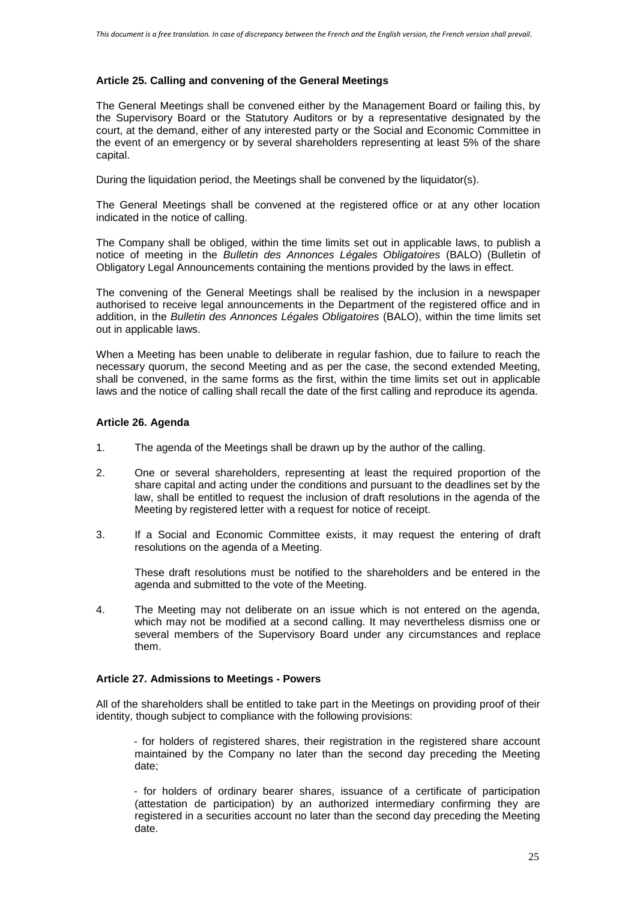*This document is a free translation. In case of discrepancy between the French and the English version, the French version shall prevail.*

### Article 25. Calling and convening of the General Meetings

The General Meetings shall be convened either by the Management Board or failing this, by the Supervisory Board or the Statutory Auditors or by a representative designated by the court, at the demand, either of any interested party or the Social and Economic Committee in the event of an emergency or by several shareholders representing at least 5% of the share capital.

During the liquidation period, the Meetings shall be convened by the liquidator(s).

The General Meetings shall be convened at the registered office or at any other location indicated in the notice of calling.

The Company shall be obliged, within the time limits set out in applicable laws, to publish a notice of meeting in the *Bulletin des Annonces Légales Obligatoires* (BALO) (Bulletin of Obligatory Legal Announcements containing the mentions provided by the laws in effect.

The convening of the General Meetings shall be realised by the inclusion in a newspaper authorised to receive legal announcements in the Department of the registered office and in addition, in the *Bulletin des Annonces Légales Obligatoires* (BALO), within the time limits set out in applicable laws.

When a Meeting has been unable to deliberate in regular fashion, due to failure to reach the necessary quorum, the second Meeting and as per the case, the second extended Meeting, shall be convened, in the same forms as the first, within the time limits set out in applicable laws and the notice of calling shall recall the date of the first calling and reproduce its agenda.

### Article 26. Agenda

1. The agenda of the Meetings shall be drawn up by the author of the calling.

2. One or several shareholders, representing at least the required proportion of the share capital and acting under the conditions and pursuant to the deadlines set by the law, shall be entitled to request the inclusion of draft resolutions in the agenda of the Meeting by registered letter with a request for notice of receipt.

3. If a Social and Economic Committee exists, it may request the entering of draft resolutions on the agenda of a Meeting.

   These draft resolutions must be notified to the shareholders and be entered in the agenda and submitted to the vote of the Meeting.

4. The Meeting may not deliberate on an issue which is not entered on the agenda, which may not be modified at a second calling. It may nevertheless dismiss one or several members of the Supervisory Board under any circumstances and replace them.

### Article 27. Admissions to Meetings - Powers

All of the shareholders shall be entitled to take part in the Meetings on providing proof of their identity, though subject to compliance with the following provisions:

- for holders of registered shares, their registration in the registered share account maintained by the Company no later than the second day preceding the Meeting date;

- for holders of ordinary bearer shares, issuance of a certificate of participation (attestation de participation) by an authorized intermediary confirming they are registered in a securities account no later than the second day preceding the Meeting date.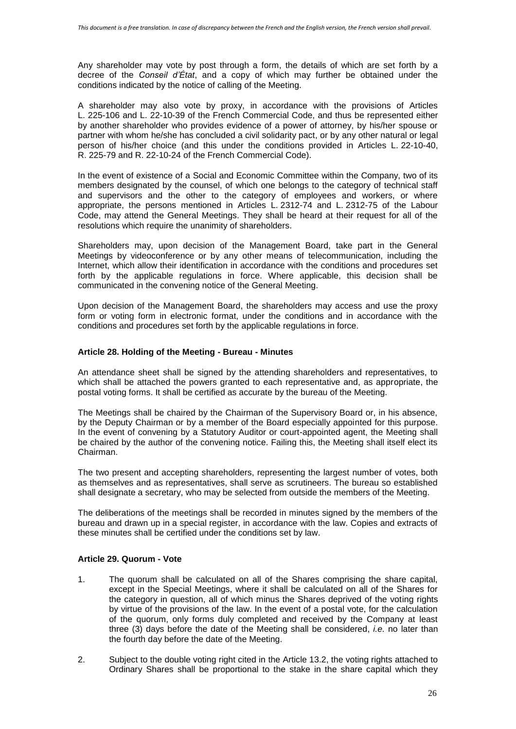Any shareholder may vote by post through a form, the details of which are set forth by a decree of the *Conseil d'État*, and a copy of which may further be obtained under the conditions indicated by the notice of calling of the Meeting.

A shareholder may also vote by proxy, in accordance with the provisions of Articles L. 225-106 and L. 22-10-39 of the French Commercial Code, and thus be represented either by another shareholder who provides evidence of a power of attorney, by his/her spouse or partner with whom he/she has concluded a civil solidarity pact, or by any other natural or legal person of his/her choice (and this under the conditions provided in Articles L. 22-10-40, R. 225-79 and R. 22-10-24 of the French Commercial Code).

In the event of existence of a Social and Economic Committee within the Company, two of its members designated by the counsel, of which one belongs to the category of technical staff and supervisors and the other to the category of employees and workers, or where appropriate, the persons mentioned in Articles L. 2312-74 and L. 2312-75 of the Labour Code, may attend the General Meetings. They shall be heard at their request for all of the resolutions which require the unanimity of shareholders.

Shareholders may, upon decision of the Management Board, take part in the General Meetings by videoconference or by any other means of telecommunication, including the Internet, which allow their identification in accordance with the conditions and procedures set forth by the applicable regulations in force. Where applicable, this decision shall be communicated in the convening notice of the General Meeting.

Upon decision of the Management Board, the shareholders may access and use the proxy form or voting form in electronic format, under the conditions and in accordance with the conditions and procedures set forth by the applicable regulations in force.

**Article 28. Holding of the Meeting - Bureau - Minutes**

An attendance sheet shall be signed by the attending shareholders and representatives, to which shall be attached the powers granted to each representative and, as appropriate, the postal voting forms. It shall be certified as accurate by the bureau of the Meeting.

The Meetings shall be chaired by the Chairman of the Supervisory Board or, in his absence, by the Deputy Chairman or by a member of the Board especially appointed for this purpose. In the event of convening by a Statutory Auditor or court-appointed agent, the Meeting shall be chaired by the author of the convening notice. Failing this, the Meeting shall itself elect its Chairman.

The two present and accepting shareholders, representing the largest number of votes, both as themselves and as representatives, shall serve as scrutineers. The bureau so established shall designate a secretary, who may be selected from outside the members of the Meeting.

The deliberations of the meetings shall be recorded in minutes signed by the members of the bureau and drawn up in a special register, in accordance with the law. Copies and extracts of these minutes shall be certified under the conditions set by law.

**Article 29. Quorum - Vote**

1. The quorum shall be calculated on all of the Shares comprising the share capital, except in the Special Meetings, where it shall be calculated on all of the Shares for the category in question, all of which minus the Shares deprived of the voting rights by virtue of the provisions of the law. In the event of a postal vote, for the calculation of the quorum, only forms duly completed and received by the Company at least three (3) days before the date of the Meeting shall be considered, *i.e.* no later than the fourth day before the date of the Meeting.

2. Subject to the double voting right cited in the Article 13.2, the voting rights attached to Ordinary Shares shall be proportional to the stake in the share capital which they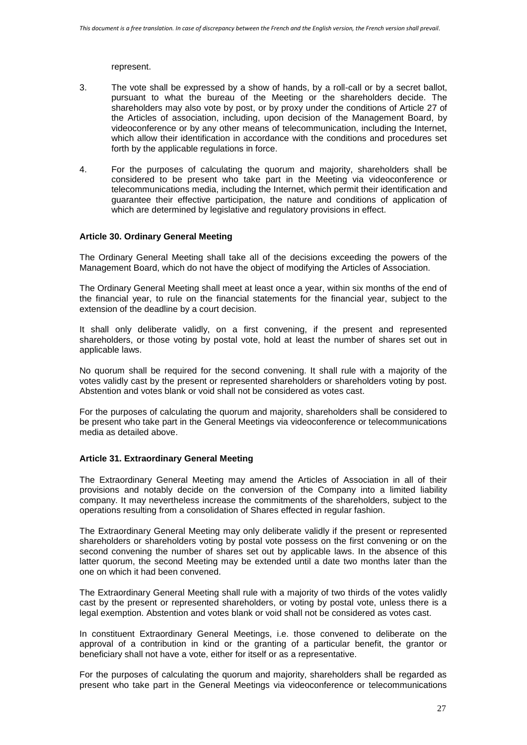represent.

3. The vote shall be expressed by a show of hands, by a roll-call or by a secret ballot, pursuant to what the bureau of the Meeting or the shareholders decide. The shareholders may also vote by post, or by proxy under the conditions of Article 27 of the Articles of association, including, upon decision of the Management Board, by videoconference or by any other means of telecommunication, including the Internet, which allow their identification in accordance with the conditions and procedures set forth by the applicable regulations in force.

4. For the purposes of calculating the quorum and majority, shareholders shall be considered to be present who take part in the Meeting via videoconference or telecommunications media, including the Internet, which permit their identification and guarantee their effective participation, the nature and conditions of application of which are determined by legislative and regulatory provisions in effect.

**Article 30. Ordinary General Meeting**

The Ordinary General Meeting shall take all of the decisions exceeding the powers of the Management Board, which do not have the object of modifying the Articles of Association.

The Ordinary General Meeting shall meet at least once a year, within six months of the end of the financial year, to rule on the financial statements for the financial year, subject to the extension of the deadline by a court decision.

It shall only deliberate validly, on a first convening, if the present and represented shareholders, or those voting by postal vote, hold at least the number of shares set out in applicable laws.

No quorum shall be required for the second convening. It shall rule with a majority of the votes validly cast by the present or represented shareholders or shareholders voting by post. Abstention and votes blank or void shall not be considered as votes cast.

For the purposes of calculating the quorum and majority, shareholders shall be considered to be present who take part in the General Meetings via videoconference or telecommunications media as detailed above.

**Article 31. Extraordinary General Meeting**

The Extraordinary General Meeting may amend the Articles of Association in all of their provisions and notably decide on the conversion of the Company into a limited liability company. It may nevertheless increase the commitments of the shareholders, subject to the operations resulting from a consolidation of Shares effected in regular fashion.

The Extraordinary General Meeting may only deliberate validly if the present or represented shareholders or shareholders voting by postal vote possess on the first convening or on the second convening the number of shares set out by applicable laws. In the absence of this latter quorum, the second Meeting may be extended until a date two months later than the one on which it had been convened.

The Extraordinary General Meeting shall rule with a majority of two thirds of the votes validly cast by the present or represented shareholders, or voting by postal vote, unless there is a legal exemption. Abstention and votes blank or void shall not be considered as votes cast.

In constituent Extraordinary General Meetings, i.e. those convened to deliberate on the approval of a contribution in kind or the granting of a particular benefit, the grantor or beneficiary shall not have a vote, either for itself or as a representative.

For the purposes of calculating the quorum and majority, shareholders shall be regarded as present who take part in the General Meetings via videoconference or telecommunications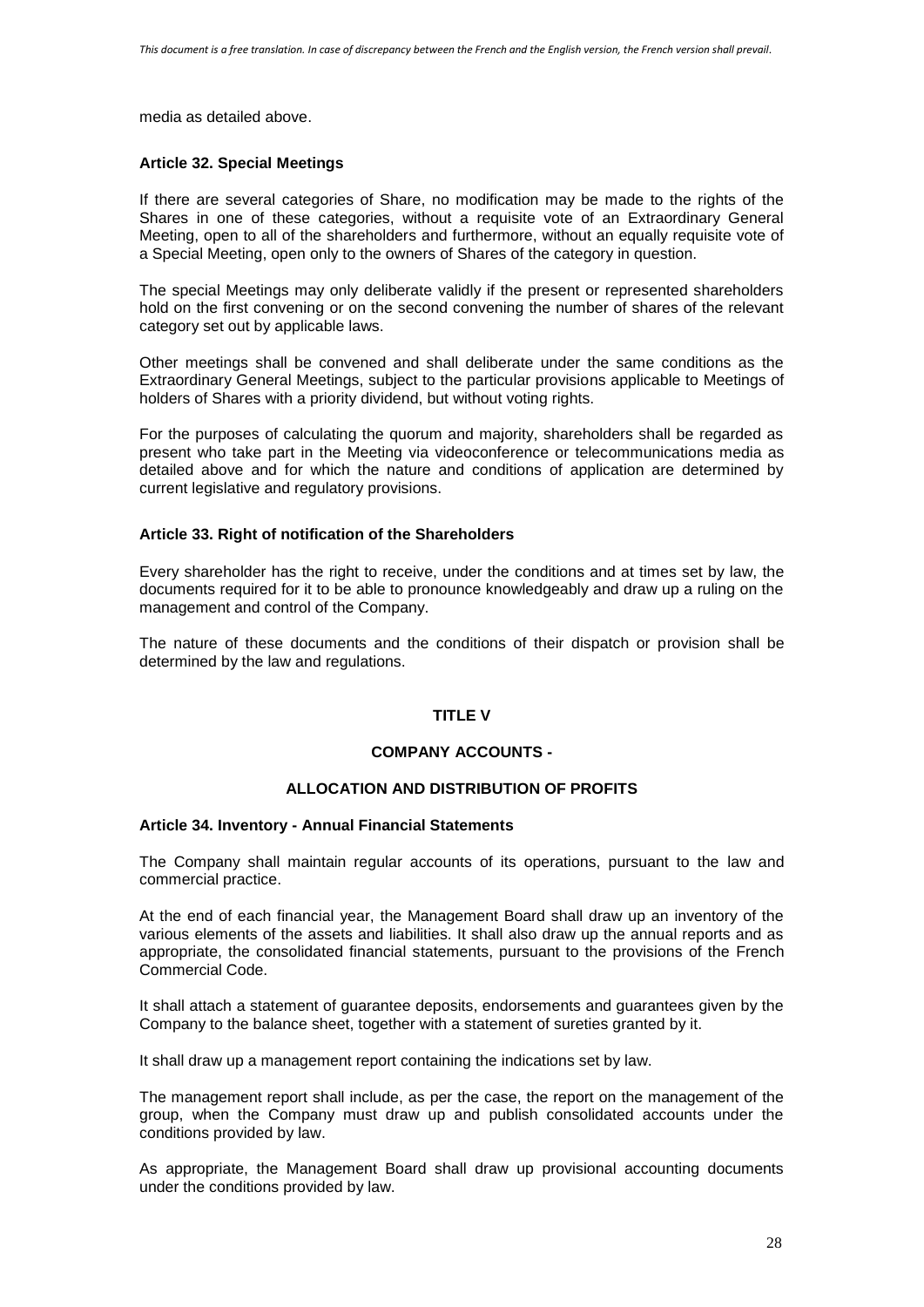media as detailed above.

### Article 32. Special Meetings

If there are several categories of Share, no modification may be made to the rights of the Shares in one of these categories, without a requisite vote of an Extraordinary General Meeting, open to all of the shareholders and furthermore, without an equally requisite vote of a Special Meeting, open only to the owners of Shares of the category in question.

The special Meetings may only deliberate validly if the present or represented shareholders hold on the first convening or on the second convening the number of shares of the relevant category set out by applicable laws.

Other meetings shall be convened and shall deliberate under the same conditions as the Extraordinary General Meetings, subject to the particular provisions applicable to Meetings of holders of Shares with a priority dividend, but without voting rights.

For the purposes of calculating the quorum and majority, shareholders shall be regarded as present who take part in the Meeting via videoconference or telecommunications media as detailed above and for which the nature and conditions of application are determined by current legislative and regulatory provisions.

### Article 33. Right of notification of the Shareholders

Every shareholder has the right to receive, under the conditions and at times set by law, the documents required for it to be able to pronounce knowledgeably and draw up a ruling on the management and control of the Company.

The nature of these documents and the conditions of their dispatch or provision shall be determined by the law and regulations.

## TITLE V

## COMPANY ACCOUNTS -

## ALLOCATION AND DISTRIBUTION OF PROFITS

### Article 34. Inventory - Annual Financial Statements

The Company shall maintain regular accounts of its operations, pursuant to the law and commercial practice.

At the end of each financial year, the Management Board shall draw up an inventory of the various elements of the assets and liabilities. It shall also draw up the annual reports and as appropriate, the consolidated financial statements, pursuant to the provisions of the French Commercial Code.

It shall attach a statement of guarantee deposits, endorsements and guarantees given by the Company to the balance sheet, together with a statement of sureties granted by it.

It shall draw up a management report containing the indications set by law.

The management report shall include, as per the case, the report on the management of the group, when the Company must draw up and publish consolidated accounts under the conditions provided by law.

As appropriate, the Management Board shall draw up provisional accounting documents under the conditions provided by law.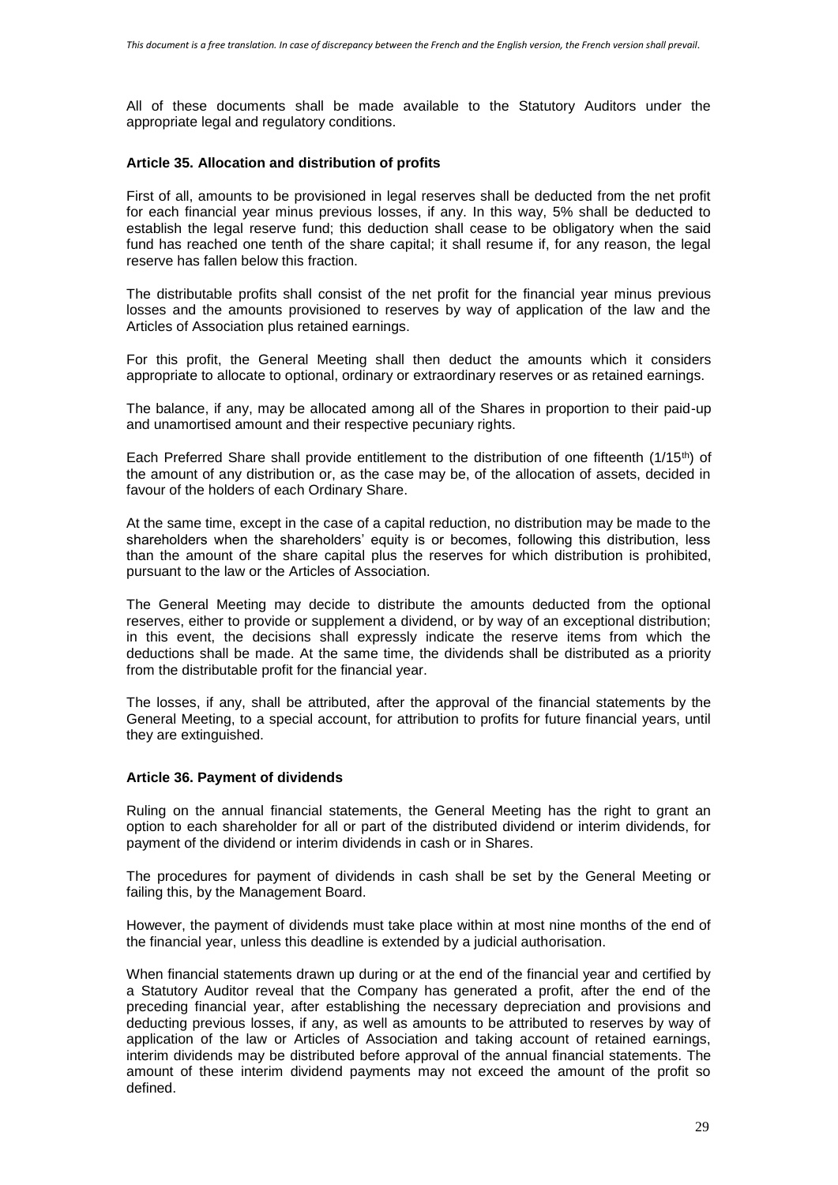All of these documents shall be made available to the Statutory Auditors under the appropriate legal and regulatory conditions.

#### Article 35. Allocation and distribution of profits

First of all, amounts to be provisioned in legal reserves shall be deducted from the net profit for each financial year minus previous losses, if any. In this way, 5% shall be deducted to establish the legal reserve fund; this deduction shall cease to be obligatory when the said fund has reached one tenth of the share capital; it shall resume if, for any reason, the legal reserve has fallen below this fraction.

The distributable profits shall consist of the net profit for the financial year minus previous losses and the amounts provisioned to reserves by way of application of the law and the Articles of Association plus retained earnings.

For this profit, the General Meeting shall then deduct the amounts which it considers appropriate to allocate to optional, ordinary or extraordinary reserves or as retained earnings.

The balance, if any, may be allocated among all of the Shares in proportion to their paid-up and unamortised amount and their respective pecuniary rights.

Each Preferred Share shall provide entitlement to the distribution of one fifteenth ($1/15^{th}$) of the amount of any distribution or, as the case may be, of the allocation of assets, decided in favour of the holders of each Ordinary Share.

At the same time, except in the case of a capital reduction, no distribution may be made to the shareholders when the shareholders' equity is or becomes, following this distribution, less than the amount of the share capital plus the reserves for which distribution is prohibited, pursuant to the law or the Articles of Association.

The General Meeting may decide to distribute the amounts deducted from the optional reserves, either to provide or supplement a dividend, or by way of an exceptional distribution; in this event, the decisions shall expressly indicate the reserve items from which the deductions shall be made. At the same time, the dividends shall be distributed as a priority from the distributable profit for the financial year.

The losses, if any, shall be attributed, after the approval of the financial statements by the General Meeting, to a special account, for attribution to profits for future financial years, until they are extinguished.

#### Article 36. Payment of dividends

Ruling on the annual financial statements, the General Meeting has the right to grant an option to each shareholder for all or part of the distributed dividend or interim dividends, for payment of the dividend or interim dividends in cash or in Shares.

The procedures for payment of dividends in cash shall be set by the General Meeting or failing this, by the Management Board.

However, the payment of dividends must take place within at most nine months of the end of the financial year, unless this deadline is extended by a judicial authorisation.

When financial statements drawn up during or at the end of the financial year and certified by a Statutory Auditor reveal that the Company has generated a profit, after the end of the preceding financial year, after establishing the necessary depreciation and provisions and deducting previous losses, if any, as well as amounts to be attributed to reserves by way of application of the law or Articles of Association and taking account of retained earnings, interim dividends may be distributed before approval of the annual financial statements. The amount of these interim dividend payments may not exceed the amount of the profit so defined.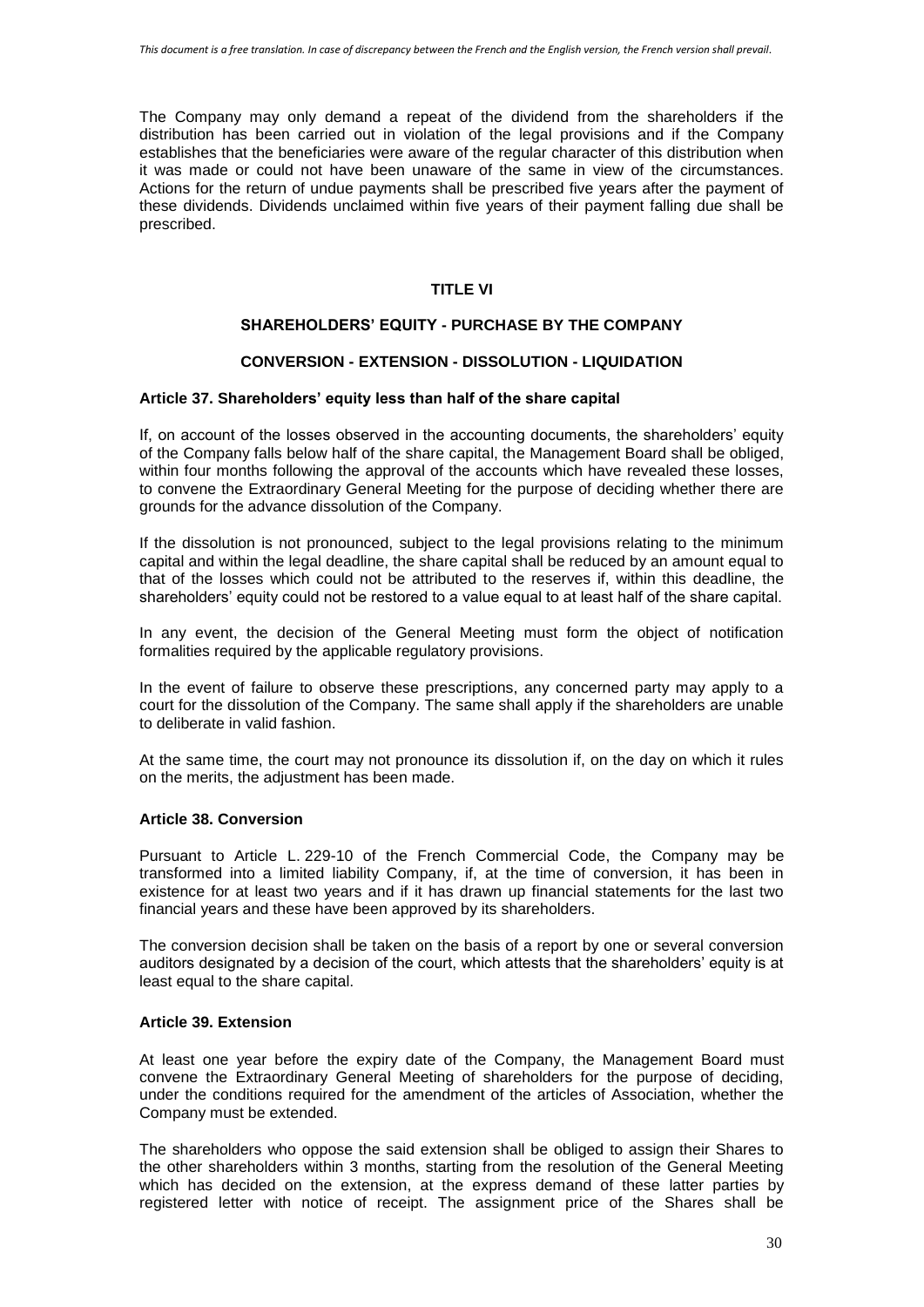The Company may only demand a repeat of the dividend from the shareholders if the distribution has been carried out in violation of the legal provisions and if the Company establishes that the beneficiaries were aware of the regular character of this distribution when it was made or could not have been unaware of the same in view of the circumstances. Actions for the return of undue payments shall be prescribed five years after the payment of these dividends. Dividends unclaimed within five years of their payment falling due shall be prescribed.

## TITLE VI

## SHAREHOLDERS' EQUITY - PURCHASE BY THE COMPANY

## CONVERSION - EXTENSION - DISSOLUTION - LIQUIDATION

### Article 37. Shareholders' equity less than half of the share capital

If, on account of the losses observed in the accounting documents, the shareholders' equity of the Company falls below half of the share capital, the Management Board shall be obliged, within four months following the approval of the accounts which have revealed these losses, to convene the Extraordinary General Meeting for the purpose of deciding whether there are grounds for the advance dissolution of the Company.

If the dissolution is not pronounced, subject to the legal provisions relating to the minimum capital and within the legal deadline, the share capital shall be reduced by an amount equal to that of the losses which could not be attributed to the reserves if, within this deadline, the shareholders' equity could not be restored to a value equal to at least half of the share capital.

In any event, the decision of the General Meeting must form the object of notification formalities required by the applicable regulatory provisions.

In the event of failure to observe these prescriptions, any concerned party may apply to a court for the dissolution of the Company. The same shall apply if the shareholders are unable to deliberate in valid fashion.

At the same time, the court may not pronounce its dissolution if, on the day on which it rules on the merits, the adjustment has been made.

### Article 38. Conversion

Pursuant to Article L. 229-10 of the French Commercial Code, the Company may be transformed into a limited liability Company, if, at the time of conversion, it has been in existence for at least two years and if it has drawn up financial statements for the last two financial years and these have been approved by its shareholders.

The conversion decision shall be taken on the basis of a report by one or several conversion auditors designated by a decision of the court, which attests that the shareholders' equity is at least equal to the share capital.

### Article 39. Extension

At least one year before the expiry date of the Company, the Management Board must convene the Extraordinary General Meeting of shareholders for the purpose of deciding, under the conditions required for the amendment of the articles of Association, whether the Company must be extended.

The shareholders who oppose the said extension shall be obliged to assign their Shares to the other shareholders within 3 months, starting from the resolution of the General Meeting which has decided on the extension, at the express demand of these latter parties by registered letter with notice of receipt. The assignment price of the Shares shall be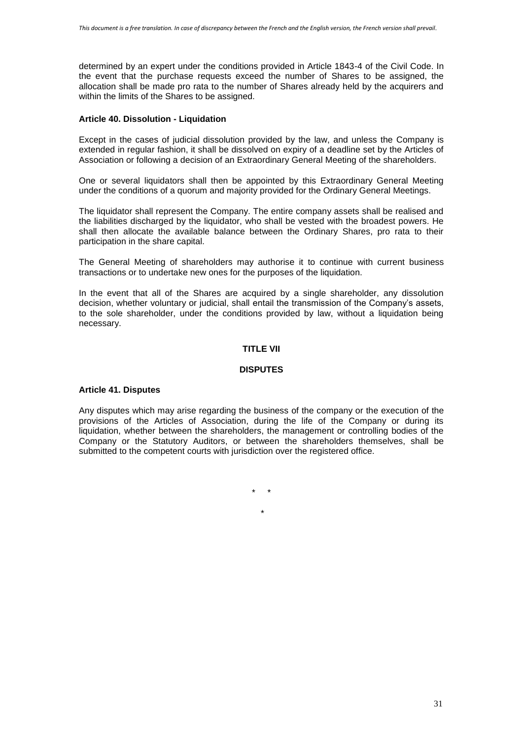determined by an expert under the conditions provided in Article 1843-4 of the Civil Code. In the event that the purchase requests exceed the number of Shares to be assigned, the allocation shall be made pro rata to the number of Shares already held by the acquirers and within the limits of the Shares to be assigned.

**Article 40. Dissolution - Liquidation**

Except in the cases of judicial dissolution provided by the law, and unless the Company is extended in regular fashion, it shall be dissolved on expiry of a deadline set by the Articles of Association or following a decision of an Extraordinary General Meeting of the shareholders.

One or several liquidators shall then be appointed by this Extraordinary General Meeting under the conditions of a quorum and majority provided for the Ordinary General Meetings.

The liquidator shall represent the Company. The entire company assets shall be realised and the liabilities discharged by the liquidator, who shall be vested with the broadest powers. He shall then allocate the available balance between the Ordinary Shares, pro rata to their participation in the share capital.

The General Meeting of shareholders may authorise it to continue with current business transactions or to undertake new ones for the purposes of the liquidation.

In the event that all of the Shares are acquired by a single shareholder, any dissolution decision, whether voluntary or judicial, shall entail the transmission of the Company's assets, to the sole shareholder, under the conditions provided by law, without a liquidation being necessary.

## TITLE VII

## DISPUTES

**Article 41. Disputes**

Any disputes which may arise regarding the business of the company or the execution of the provisions of the Articles of Association, during the life of the Company or during its liquidation, whether between the shareholders, the management or controlling bodies of the Company or the Statutory Auditors, or between the shareholders themselves, shall be submitted to the competent courts with jurisdiction over the registered office.

\* \*

\*